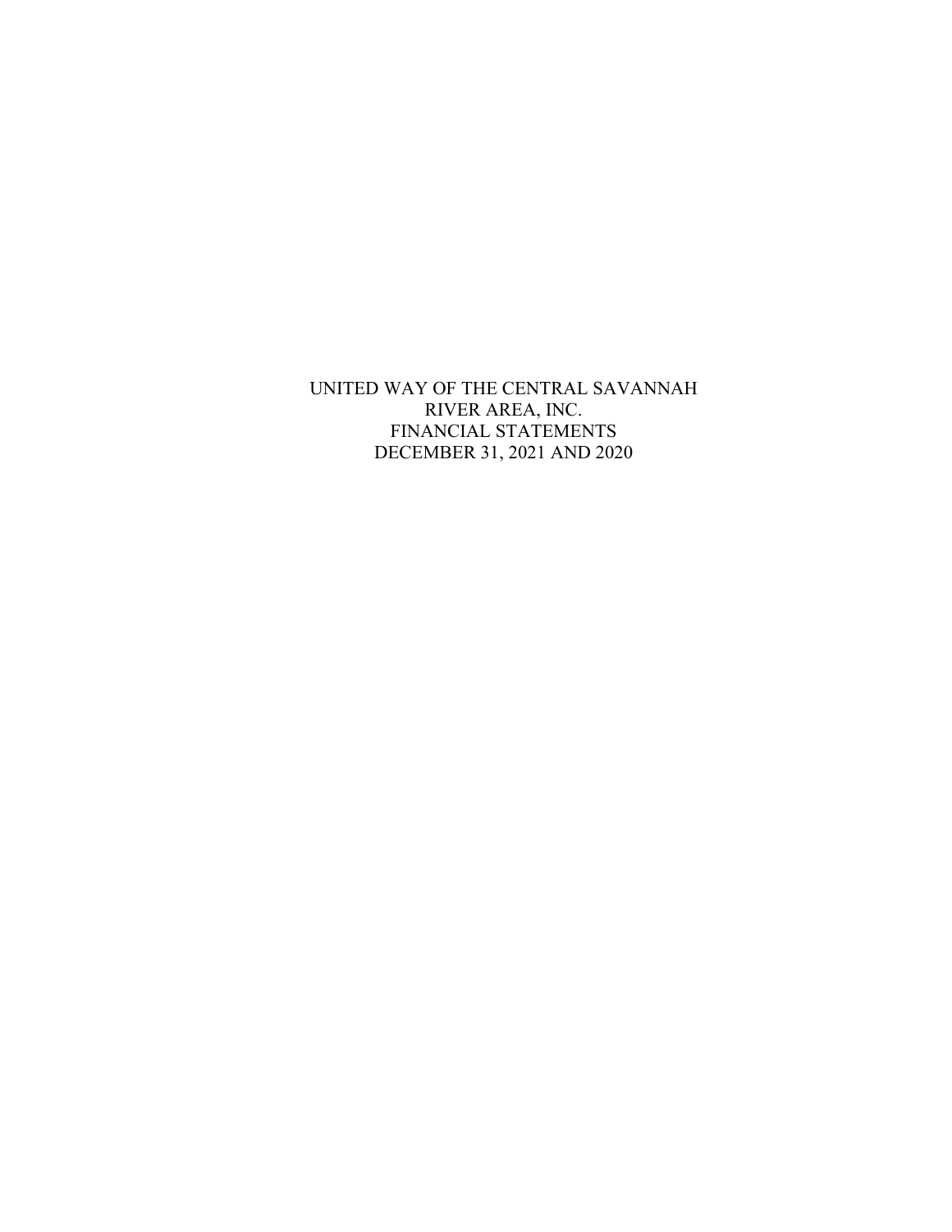# UNITED WAY OF THE CENTRAL SAVANNAH RIVER AREA, INC.

FINANCIAL STATEMENTS

DECEMBER 31, 2021 AND 2020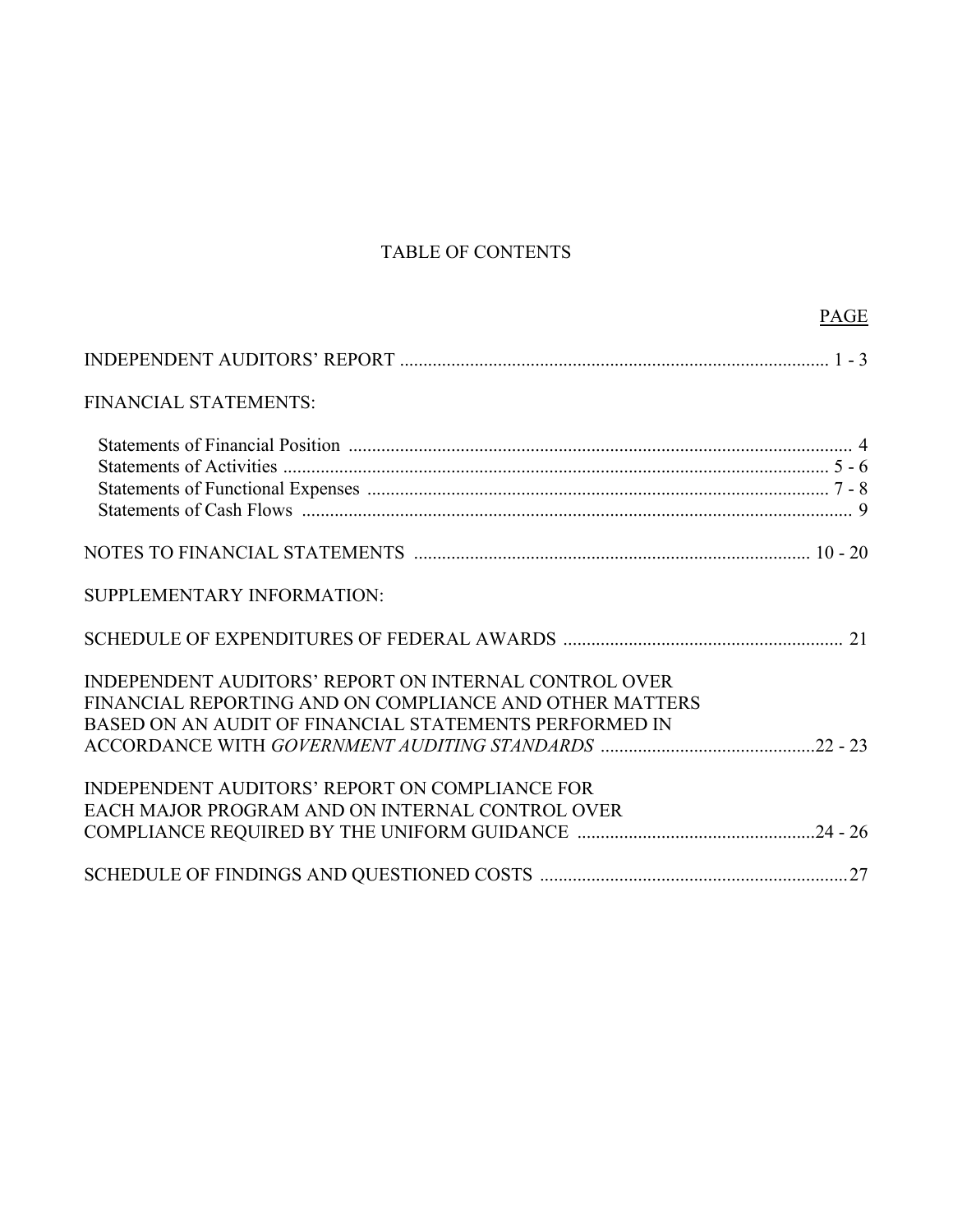# TABLE OF CONTENTS

| | PAGE |
|---|---|
| INDEPENDENT AUDITORS' REPORT | 1 - 3 |
| FINANCIAL STATEMENTS: | |
| Statements of Financial Position | 4 |
| Statements of Activities | 5 - 6 |
| Statements of Functional Expenses | 7 - 8 |
| Statements of Cash Flows | 9 |
| NOTES TO FINANCIAL STATEMENTS | 10 - 20 |
| SUPPLEMENTARY INFORMATION: | |
| SCHEDULE OF EXPENDITURES OF FEDERAL AWARDS | 21 |
| INDEPENDENT AUDITORS' REPORT ON INTERNAL CONTROL OVER FINANCIAL REPORTING AND ON COMPLIANCE AND OTHER MATTERS BASED ON AN AUDIT OF FINANCIAL STATEMENTS PERFORMED IN ACCORDANCE WITH *GOVERNMENT AUDITING STANDARDS* | 22 - 23 |
| INDEPENDENT AUDITORS' REPORT ON COMPLIANCE FOR EACH MAJOR PROGRAM AND ON INTERNAL CONTROL OVER COMPLIANCE REQUIRED BY THE UNIFORM GUIDANCE | 24 - 26 |
| SCHEDULE OF FINDINGS AND QUESTIONED COSTS | 27 |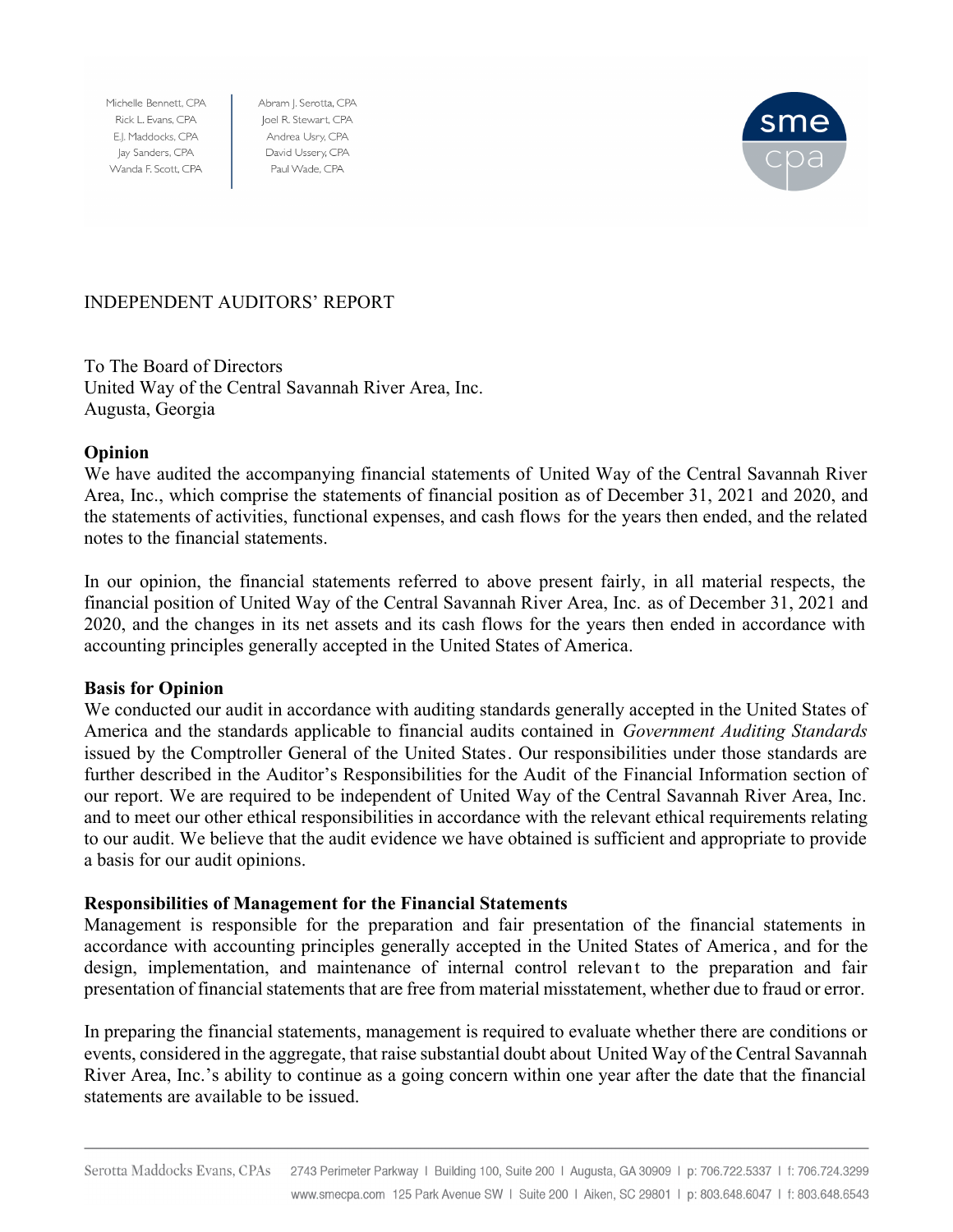Michelle Bennett, CPA
Rick L. Evans, CPA
E.J. Maddocks, CPA
Jay Sanders, CPA
Wanda F. Scott, CPA

Abram J. Serotta, CPA
Joel R. Stewart, CPA
Andrea Usry, CPA
David Ussery, CPA
Paul Wade, CPA

sme cpa

INDEPENDENT AUDITORS' REPORT

To The Board of Directors
United Way of the Central Savannah River Area, Inc.
Augusta, Georgia

**Opinion**

We have audited the accompanying financial statements of United Way of the Central Savannah River Area, Inc., which comprise the statements of financial position as of December 31, 2021 and 2020, and the statements of activities, functional expenses, and cash flows for the years then ended, and the related notes to the financial statements.

In our opinion, the financial statements referred to above present fairly, in all material respects, the financial position of United Way of the Central Savannah River Area, Inc. as of December 31, 2021 and 2020, and the changes in its net assets and its cash flows for the years then ended in accordance with accounting principles generally accepted in the United States of America.

**Basis for Opinion**

We conducted our audit in accordance with auditing standards generally accepted in the United States of America and the standards applicable to financial audits contained in *Government Auditing Standards* issued by the Comptroller General of the United States. Our responsibilities under those standards are further described in the Auditor's Responsibilities for the Audit of the Financial Information section of our report. We are required to be independent of United Way of the Central Savannah River Area, Inc. and to meet our other ethical responsibilities in accordance with the relevant ethical requirements relating to our audit. We believe that the audit evidence we have obtained is sufficient and appropriate to provide a basis for our audit opinions.

**Responsibilities of Management for the Financial Statements**

Management is responsible for the preparation and fair presentation of the financial statements in accordance with accounting principles generally accepted in the United States of America, and for the design, implementation, and maintenance of internal control relevant to the preparation and fair presentation of financial statements that are free from material misstatement, whether due to fraud or error.

In preparing the financial statements, management is required to evaluate whether there are conditions or events, considered in the aggregate, that raise substantial doubt about United Way of the Central Savannah River Area, Inc.'s ability to continue as a going concern within one year after the date that the financial statements are available to be issued.

Serotta Maddocks Evans, CPAs 2743 Perimeter Parkway | Building 100, Suite 200 | Augusta, GA 30909 | p: 706.722.5337 | f: 706.724.3299
www.smecpa.com 125 Park Avenue SW | Suite 200 | Aiken, SC 29801 | p: 803.648.6047 | f: 803.648.6543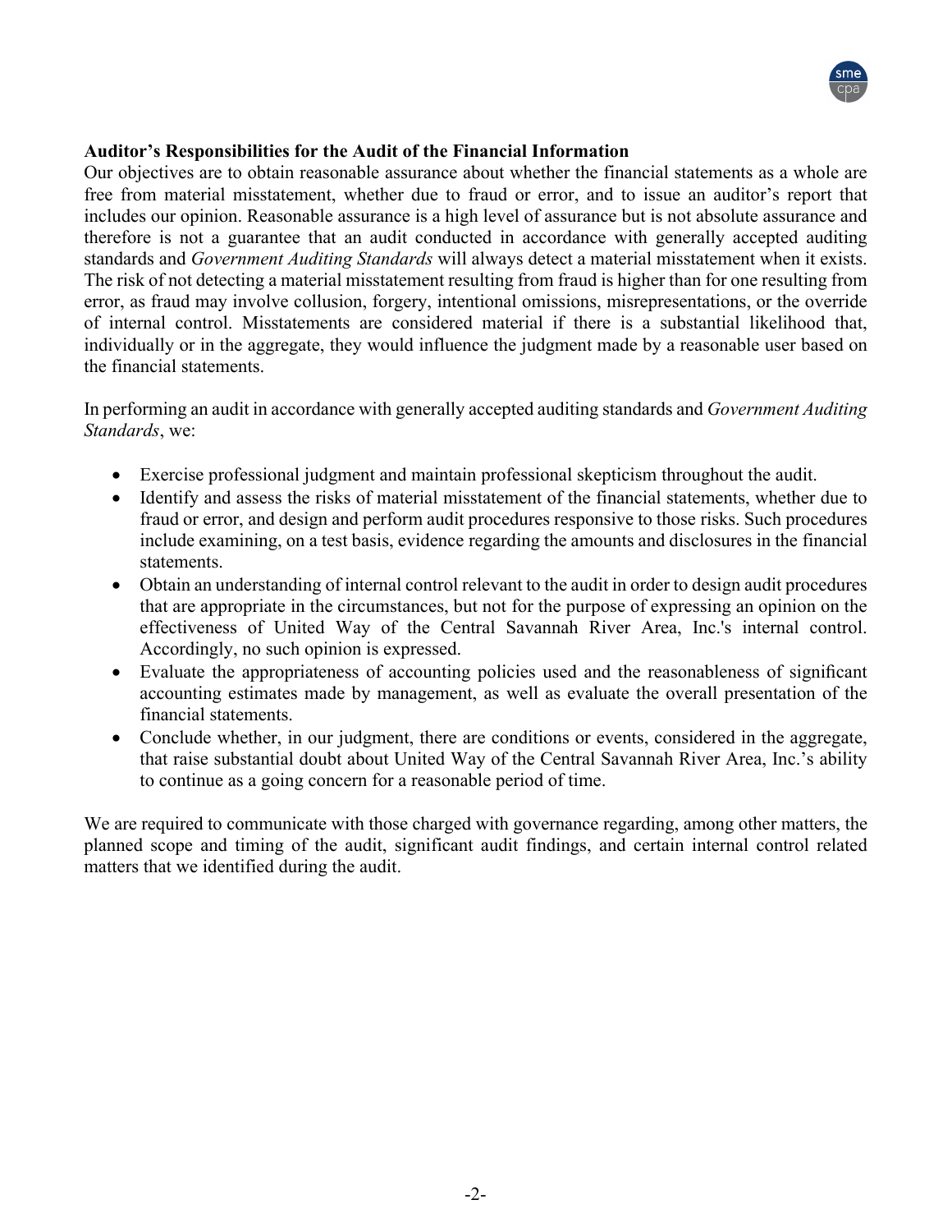**Auditor's Responsibilities for the Audit of the Financial Information**

Our objectives are to obtain reasonable assurance about whether the financial statements as a whole are free from material misstatement, whether due to fraud or error, and to issue an auditor's report that includes our opinion. Reasonable assurance is a high level of assurance but is not absolute assurance and therefore is not a guarantee that an audit conducted in accordance with generally accepted auditing standards and *Government Auditing Standards* will always detect a material misstatement when it exists. The risk of not detecting a material misstatement resulting from fraud is higher than for one resulting from error, as fraud may involve collusion, forgery, intentional omissions, misrepresentations, or the override of internal control. Misstatements are considered material if there is a substantial likelihood that, individually or in the aggregate, they would influence the judgment made by a reasonable user based on the financial statements.

In performing an audit in accordance with generally accepted auditing standards and *Government Auditing Standards*, we:

- Exercise professional judgment and maintain professional skepticism throughout the audit.
- Identify and assess the risks of material misstatement of the financial statements, whether due to fraud or error, and design and perform audit procedures responsive to those risks. Such procedures include examining, on a test basis, evidence regarding the amounts and disclosures in the financial statements.
- Obtain an understanding of internal control relevant to the audit in order to design audit procedures that are appropriate in the circumstances, but not for the purpose of expressing an opinion on the effectiveness of United Way of the Central Savannah River Area, Inc.'s internal control. Accordingly, no such opinion is expressed.
- Evaluate the appropriateness of accounting policies used and the reasonableness of significant accounting estimates made by management, as well as evaluate the overall presentation of the financial statements.
- Conclude whether, in our judgment, there are conditions or events, considered in the aggregate, that raise substantial doubt about United Way of the Central Savannah River Area, Inc.'s ability to continue as a going concern for a reasonable period of time.

We are required to communicate with those charged with governance regarding, among other matters, the planned scope and timing of the audit, significant audit findings, and certain internal control related matters that we identified during the audit.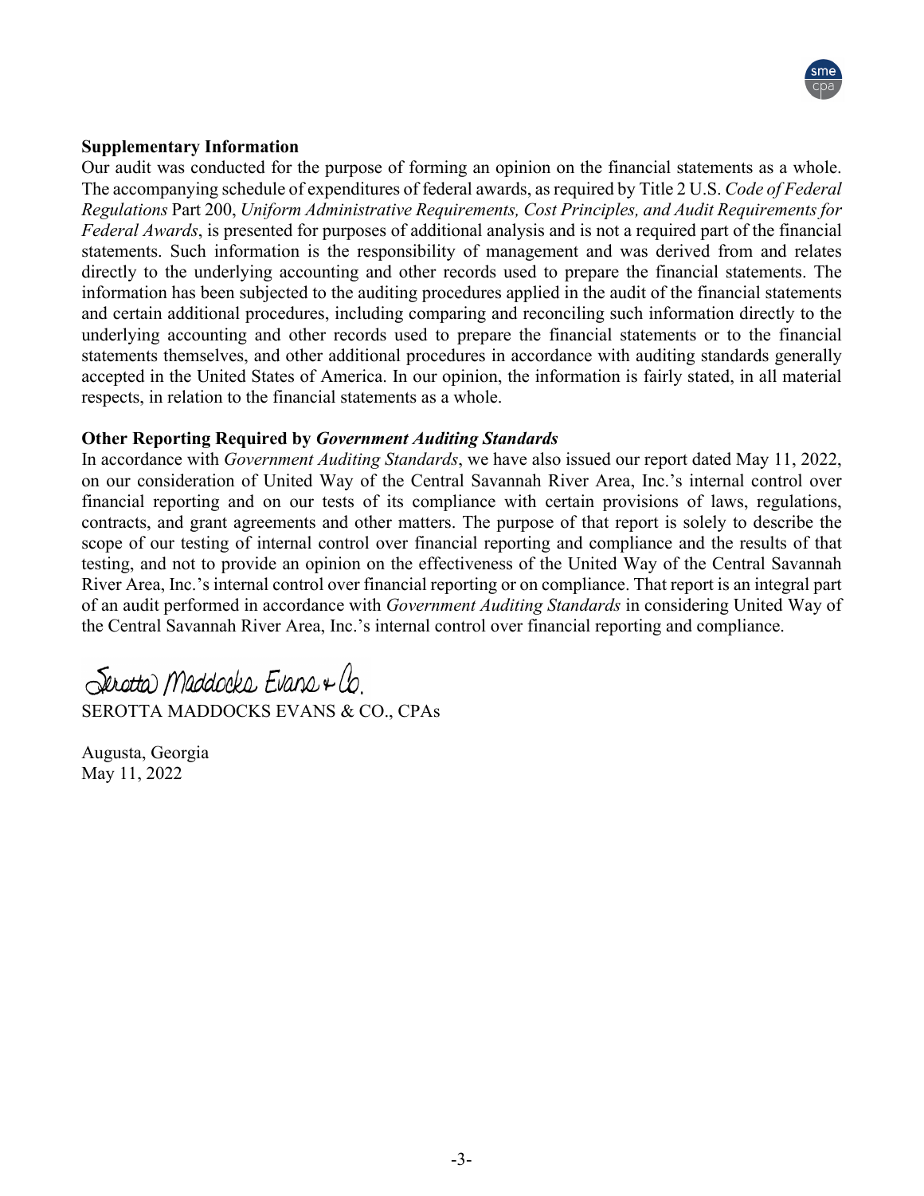**Supplementary Information**

Our audit was conducted for the purpose of forming an opinion on the financial statements as a whole. The accompanying schedule of expenditures of federal awards, as required by Title 2 U.S. *Code of Federal Regulations* Part 200, *Uniform Administrative Requirements, Cost Principles, and Audit Requirements for Federal Awards*, is presented for purposes of additional analysis and is not a required part of the financial statements. Such information is the responsibility of management and was derived from and relates directly to the underlying accounting and other records used to prepare the financial statements. The information has been subjected to the auditing procedures applied in the audit of the financial statements and certain additional procedures, including comparing and reconciling such information directly to the underlying accounting and other records used to prepare the financial statements or to the financial statements themselves, and other additional procedures in accordance with auditing standards generally accepted in the United States of America. In our opinion, the information is fairly stated, in all material respects, in relation to the financial statements as a whole.

**Other Reporting Required by *Government Auditing Standards***

In accordance with *Government Auditing Standards*, we have also issued our report dated May 11, 2022, on our consideration of United Way of the Central Savannah River Area, Inc.'s internal control over financial reporting and on our tests of its compliance with certain provisions of laws, regulations, contracts, and grant agreements and other matters. The purpose of that report is solely to describe the scope of our testing of internal control over financial reporting and compliance and the results of that testing, and not to provide an opinion on the effectiveness of the United Way of the Central Savannah River Area, Inc.'s internal control over financial reporting or on compliance. That report is an integral part of an audit performed in accordance with *Government Auditing Standards* in considering United Way of the Central Savannah River Area, Inc.'s internal control over financial reporting and compliance.

Serotta Maddocks Evans & Co.

SEROTTA MADDOCKS EVANS & CO., CPAs

Augusta, Georgia
May 11, 2022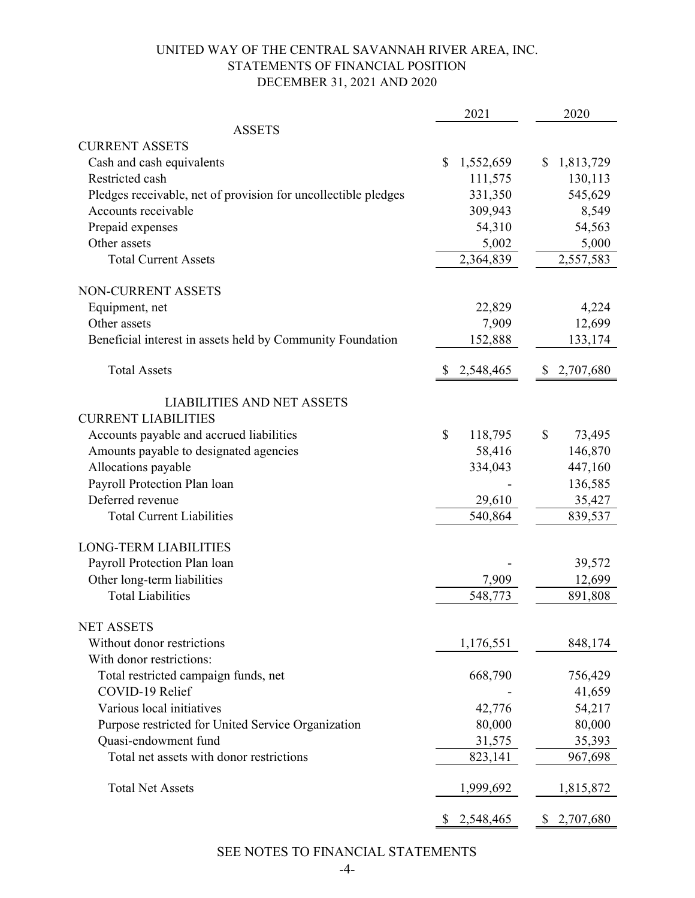# UNITED WAY OF THE CENTRAL SAVANNAH RIVER AREA, INC.
## STATEMENTS OF FINANCIAL POSITION
### DECEMBER 31, 2021 AND 2020

| | 2021 | 2020 |
|---|---|---|
| **ASSETS** | | |
| **CURRENT ASSETS** | | |
| Cash and cash equivalents | $ 1,552,659 | $ 1,813,729 |
| Restricted cash | 111,575 | 130,113 |
| Pledges receivable, net of provision for uncollectible pledges | 331,350 | 545,629 |
| Accounts receivable | 309,943 | 8,549 |
| Prepaid expenses | 54,310 | 54,563 |
| Other assets | 5,002 | 5,000 |
| Total Current Assets | 2,364,839 | 2,557,583 |
| **NON-CURRENT ASSETS** | | |
| Equipment, net | 22,829 | 4,224 |
| Other assets | 7,909 | 12,699 |
| Beneficial interest in assets held by Community Foundation | 152,888 | 133,174 |
| Total Assets | $ 2,548,465 | $ 2,707,680 |
| **LIABILITIES AND NET ASSETS** | | |
| **CURRENT LIABILITIES** | | |
| Accounts payable and accrued liabilities | $ 118,795 | $ 73,495 |
| Amounts payable to designated agencies | 58,416 | 146,870 |
| Allocations payable | 334,043 | 447,160 |
| Payroll Protection Plan loan | - | 136,585 |
| Deferred revenue | 29,610 | 35,427 |
| Total Current Liabilities | 540,864 | 839,537 |
| **LONG-TERM LIABILITIES** | | |
| Payroll Protection Plan loan | - | 39,572 |
| Other long-term liabilities | 7,909 | 12,699 |
| Total Liabilities | 548,773 | 891,808 |
| **NET ASSETS** | | |
| Without donor restrictions | 1,176,551 | 848,174 |
| With donor restrictions: | | |
| Total restricted campaign funds, net | 668,790 | 756,429 |
| COVID-19 Relief | - | 41,659 |
| Various local initiatives | 42,776 | 54,217 |
| Purpose restricted for United Service Organization | 80,000 | 80,000 |
| Quasi-endowment fund | 31,575 | 35,393 |
| Total net assets with donor restrictions | 823,141 | 967,698 |
| Total Net Assets | 1,999,692 | 1,815,872 |
| | $ 2,548,465 | $ 2,707,680 |

SEE NOTES TO FINANCIAL STATEMENTS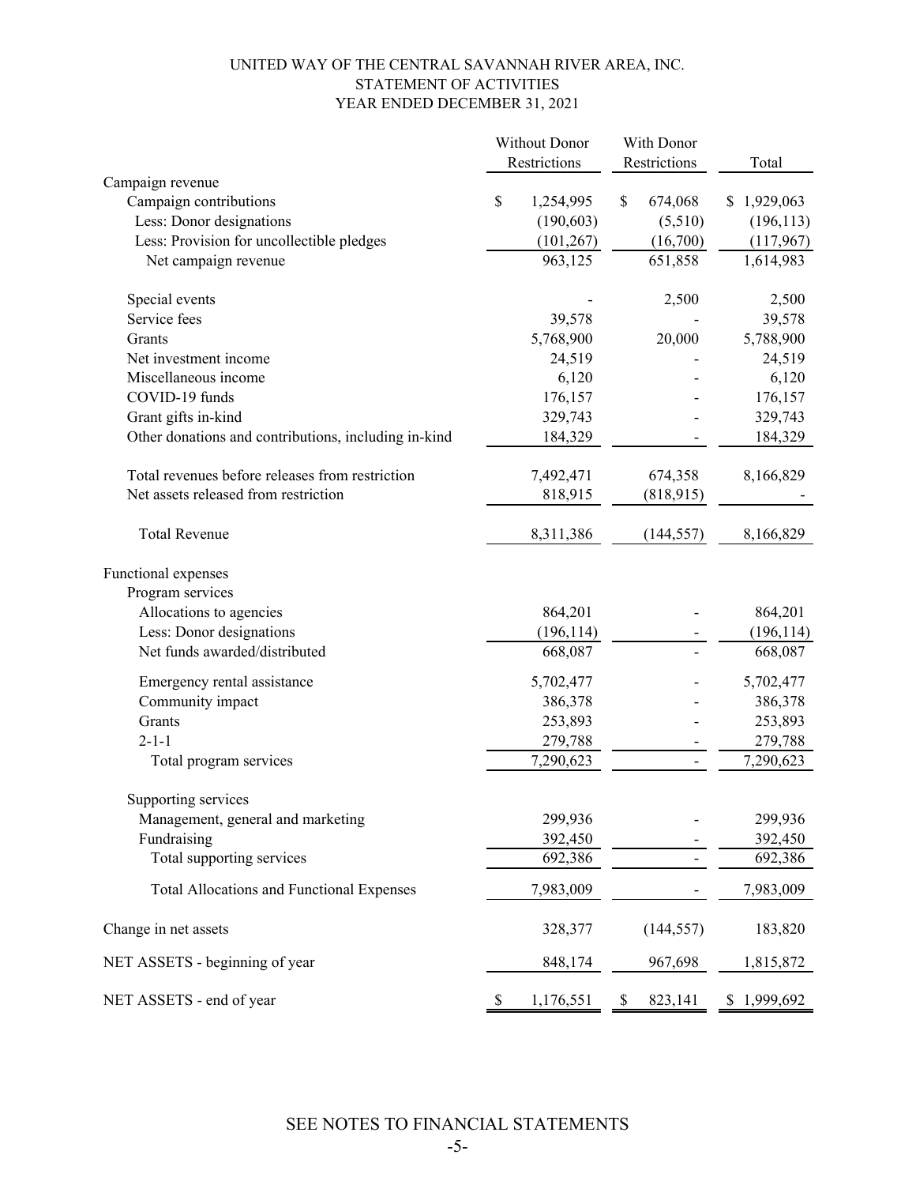# UNITED WAY OF THE CENTRAL SAVANNAH RIVER AREA, INC.
## STATEMENT OF ACTIVITIES
### YEAR ENDED DECEMBER 31, 2021

| | Without Donor Restrictions | With Donor Restrictions | Total |
|---|---|---|---|
| Campaign revenue | | | |
| Campaign contributions | $ 1,254,995 | $ 674,068 | $ 1,929,063 |
| Less: Donor designations | (190,603) | (5,510) | (196,113) |
| Less: Provision for uncollectible pledges | (101,267) | (16,700) | (117,967) |
| Net campaign revenue | 963,125 | 651,858 | 1,614,983 |
| Special events | - | 2,500 | 2,500 |
| Service fees | 39,578 | - | 39,578 |
| Grants | 5,768,900 | 20,000 | 5,788,900 |
| Net investment income | 24,519 | - | 24,519 |
| Miscellaneous income | 6,120 | - | 6,120 |
| COVID-19 funds | 176,157 | - | 176,157 |
| Grant gifts in-kind | 329,743 | - | 329,743 |
| Other donations and contributions, including in-kind | 184,329 | - | 184,329 |
| Total revenues before releases from restriction | 7,492,471 | 674,358 | 8,166,829 |
| Net assets released from restriction | 818,915 | (818,915) | - |
| Total Revenue | 8,311,386 | (144,557) | 8,166,829 |
| Functional expenses | | | |
| Program services | | | |
| Allocations to agencies | 864,201 | - | 864,201 |
| Less: Donor designations | (196,114) | - | (196,114) |
| Net funds awarded/distributed | 668,087 | - | 668,087 |
| Emergency rental assistance | 5,702,477 | - | 5,702,477 |
| Community impact | 386,378 | - | 386,378 |
| Grants | 253,893 | - | 253,893 |
| 2-1-1 | 279,788 | - | 279,788 |
| Total program services | 7,290,623 | - | 7,290,623 |
| Supporting services | | | |
| Management, general and marketing | 299,936 | - | 299,936 |
| Fundraising | 392,450 | - | 392,450 |
| Total supporting services | 692,386 | - | 692,386 |
| Total Allocations and Functional Expenses | 7,983,009 | - | 7,983,009 |
| Change in net assets | 328,377 | (144,557) | 183,820 |
| NET ASSETS - beginning of year | 848,174 | 967,698 | 1,815,872 |
| NET ASSETS - end of year | $ 1,176,551 | $ 823,141 | $ 1,999,692 |

SEE NOTES TO FINANCIAL STATEMENTS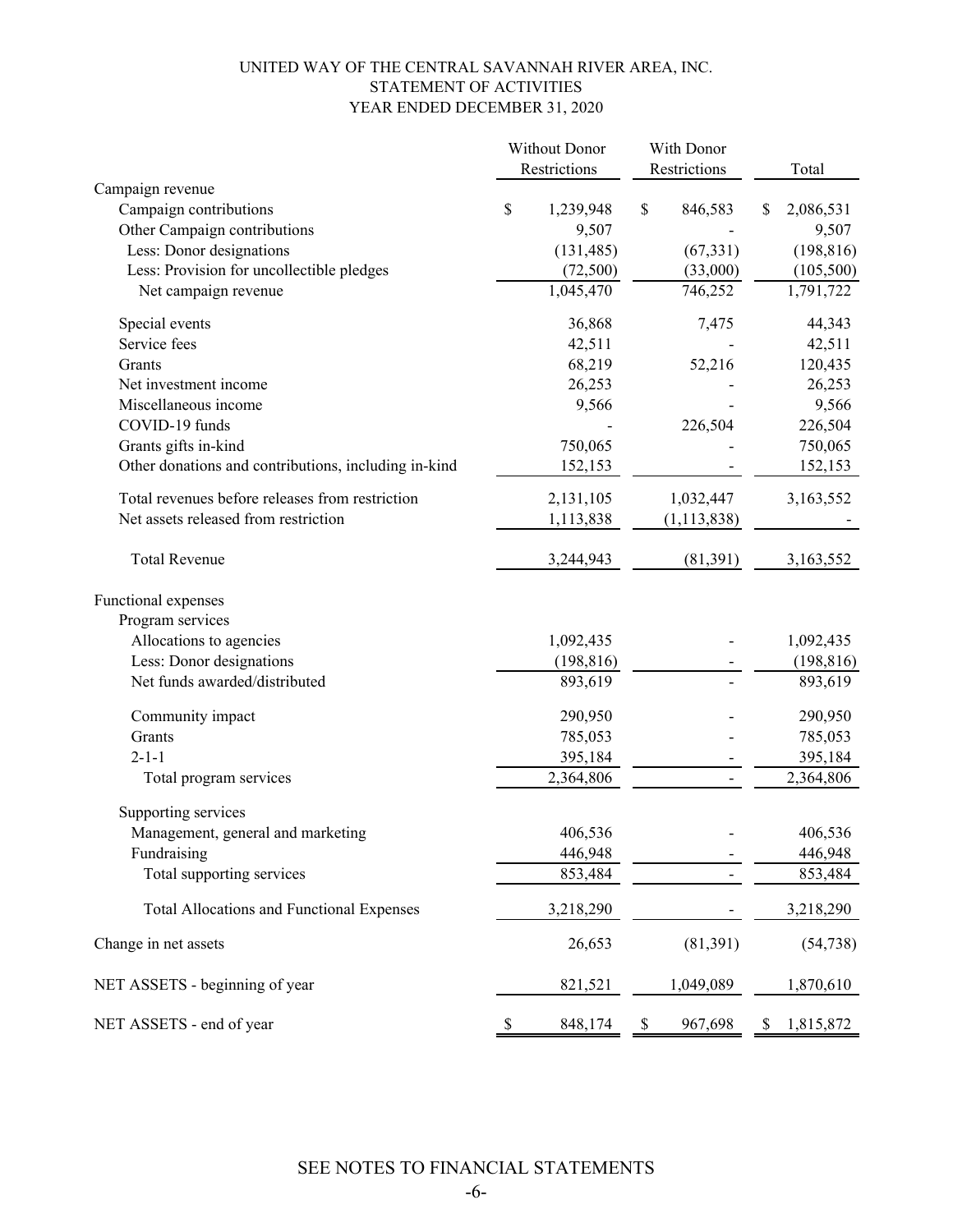# UNITED WAY OF THE CENTRAL SAVANNAH RIVER AREA, INC.
## STATEMENT OF ACTIVITIES
### YEAR ENDED DECEMBER 31, 2020

| | Without Donor Restrictions | With Donor Restrictions | Total |
|---|---|---|---|
| Campaign revenue | | | |
| Campaign contributions | $ 1,239,948 | $ 846,583 | $ 2,086,531 |
| Other Campaign contributions | 9,507 | - | 9,507 |
| Less: Donor designations | (131,485) | (67,331) | (198,816) |
| Less: Provision for uncollectible pledges | (72,500) | (33,000) | (105,500) |
| Net campaign revenue | 1,045,470 | 746,252 | 1,791,722 |
| Special events | 36,868 | 7,475 | 44,343 |
| Service fees | 42,511 | - | 42,511 |
| Grants | 68,219 | 52,216 | 120,435 |
| Net investment income | 26,253 | - | 26,253 |
| Miscellaneous income | 9,566 | - | 9,566 |
| COVID-19 funds | - | 226,504 | 226,504 |
| Grants gifts in-kind | 750,065 | - | 750,065 |
| Other donations and contributions, including in-kind | 152,153 | - | 152,153 |
| Total revenues before releases from restriction | 2,131,105 | 1,032,447 | 3,163,552 |
| Net assets released from restriction | 1,113,838 | (1,113,838) | - |
| Total Revenue | 3,244,943 | (81,391) | 3,163,552 |
| Functional expenses | | | |
| Program services | | | |
| Allocations to agencies | 1,092,435 | - | 1,092,435 |
| Less: Donor designations | (198,816) | - | (198,816) |
| Net funds awarded/distributed | 893,619 | - | 893,619 |
| Community impact | 290,950 | - | 290,950 |
| Grants | 785,053 | - | 785,053 |
| 2-1-1 | 395,184 | - | 395,184 |
| Total program services | 2,364,806 | - | 2,364,806 |
| Supporting services | | | |
| Management, general and marketing | 406,536 | - | 406,536 |
| Fundraising | 446,948 | - | 446,948 |
| Total supporting services | 853,484 | - | 853,484 |
| Total Allocations and Functional Expenses | 3,218,290 | - | 3,218,290 |
| Change in net assets | 26,653 | (81,391) | (54,738) |
| NET ASSETS - beginning of year | 821,521 | 1,049,089 | 1,870,610 |
| NET ASSETS - end of year | $ 848,174 | $ 967,698 | $ 1,815,872 |

SEE NOTES TO FINANCIAL STATEMENTS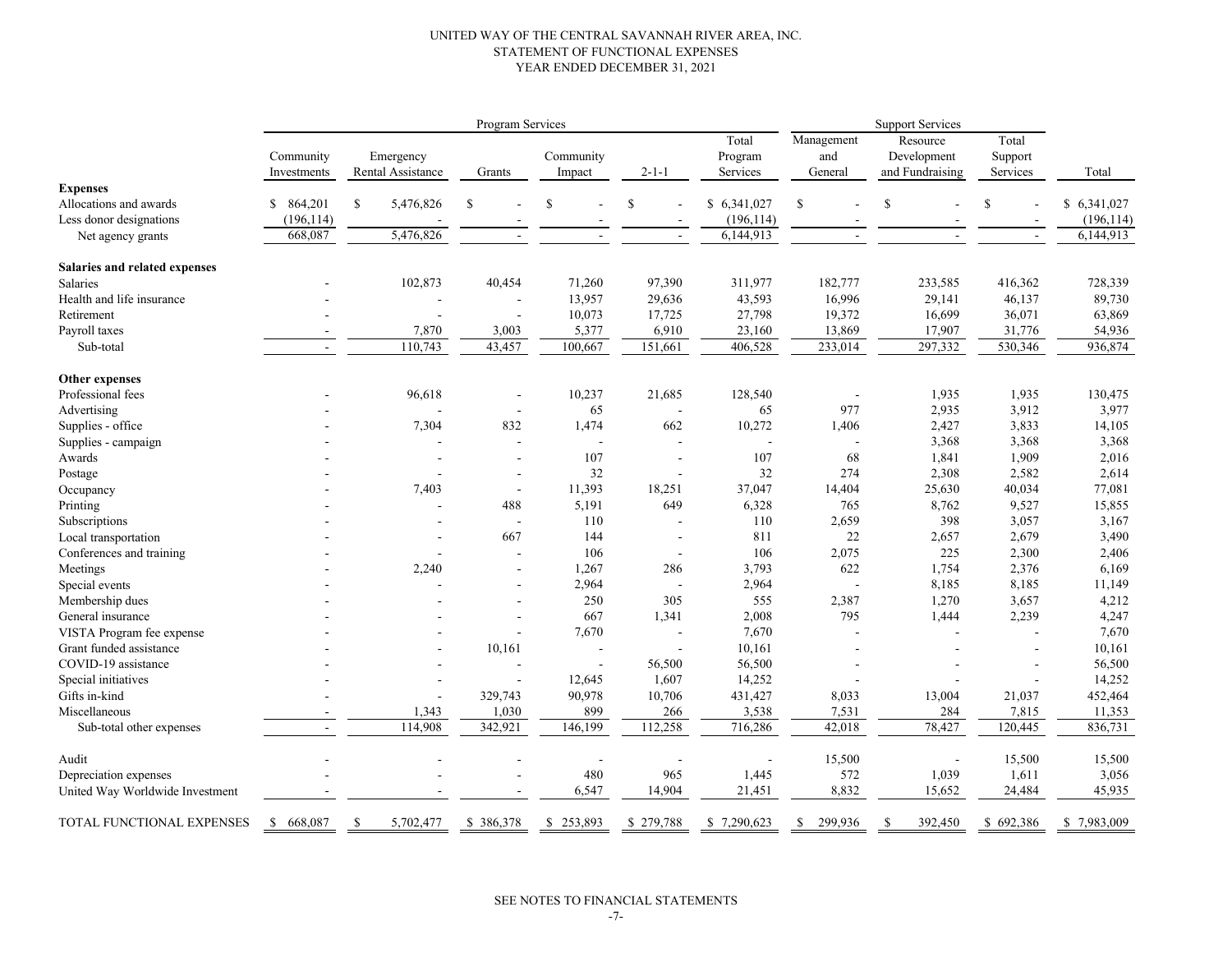UNITED WAY OF THE CENTRAL SAVANNAH RIVER AREA, INC.
STATEMENT OF FUNCTIONAL EXPENSES
YEAR ENDED DECEMBER 31, 2021

| | Program Services | | | | | | Support Services | | | |
|---|---|---|---|---|---|---|---|---|---|---|
| | Community Investments | Emergency Rental Assistance | Grants | Community Impact | 2-1-1 | Total Program Services | Management and General | Resource Development and Fundraising | Total Support Services | Total |
| **Expenses** | | | | | | | | | | |
| Allocations and awards | $ 864,201 | $ 5,476,826 | $ - | $ - | $ - | $ 6,341,027 | $ - | $ - | $ - | $ 6,341,027 |
| Less donor designations | (196,114) | - | - | - | - | (196,114) | - | - | - | (196,114) |
| Net agency grants | 668,087 | 5,476,826 | - | - | - | 6,144,913 | - | - | - | 6,144,913 |
| **Salaries and related expenses** | | | | | | | | | | |
| Salaries | - | 102,873 | 40,454 | 71,260 | 97,390 | 311,977 | 182,777 | 233,585 | 416,362 | 728,339 |
| Health and life insurance | - | - | - | 13,957 | 29,636 | 43,593 | 16,996 | 29,141 | 46,137 | 89,730 |
| Retirement | - | - | - | 10,073 | 17,725 | 27,798 | 19,372 | 16,699 | 36,071 | 63,869 |
| Payroll taxes | - | 7,870 | 3,003 | 5,377 | 6,910 | 23,160 | 13,869 | 17,907 | 31,776 | 54,936 |
| Sub-total | - | 110,743 | 43,457 | 100,667 | 151,661 | 406,528 | 233,014 | 297,332 | 530,346 | 936,874 |
| **Other expenses** | | | | | | | | | | |
| Professional fees | - | 96,618 | - | 10,237 | 21,685 | 128,540 | - | 1,935 | 1,935 | 130,475 |
| Advertising | - | - | - | 65 | - | 65 | 977 | 2,935 | 3,912 | 3,977 |
| Supplies - office | - | 7,304 | 832 | 1,474 | 662 | 10,272 | 1,406 | 2,427 | 3,833 | 14,105 |
| Supplies - campaign | - | - | - | - | - | - | - | 3,368 | 3,368 | 3,368 |
| Awards | - | - | - | 107 | - | 107 | 68 | 1,841 | 1,909 | 2,016 |
| Postage | - | - | - | 32 | - | 32 | 274 | 2,308 | 2,582 | 2,614 |
| Occupancy | - | 7,403 | - | 11,393 | 18,251 | 37,047 | 14,404 | 25,630 | 40,034 | 77,081 |
| Printing | - | - | 488 | 5,191 | 649 | 6,328 | 765 | 8,762 | 9,527 | 15,855 |
| Subscriptions | - | - | - | 110 | - | 110 | 2,659 | 398 | 3,057 | 3,167 |
| Local transportation | - | - | 667 | 144 | - | 811 | 22 | 2,657 | 2,679 | 3,490 |
| Conferences and training | - | - | - | 106 | - | 106 | 2,075 | 225 | 2,300 | 2,406 |
| Meetings | - | 2,240 | - | 1,267 | 286 | 3,793 | 622 | 1,754 | 2,376 | 6,169 |
| Special events | - | - | - | 2,964 | - | 2,964 | - | 8,185 | 8,185 | 11,149 |
| Membership dues | - | - | - | 250 | 305 | 555 | 2,387 | 1,270 | 3,657 | 4,212 |
| General insurance | - | - | - | 667 | 1,341 | 2,008 | 795 | 1,444 | 2,239 | 4,247 |
| VISTA Program fee expense | - | - | - | 7,670 | - | 7,670 | - | - | - | 7,670 |
| Grant funded assistance | - | - | 10,161 | - | - | 10,161 | - | - | - | 10,161 |
| COVID-19 assistance | - | - | - | - | 56,500 | 56,500 | - | - | - | 56,500 |
| Special initiatives | - | - | - | 12,645 | 1,607 | 14,252 | - | - | - | 14,252 |
| Gifts in-kind | - | - | 329,743 | 90,978 | 10,706 | 431,427 | 8,033 | 13,004 | 21,037 | 452,464 |
| Miscellaneous | - | 1,343 | 1,030 | 899 | 266 | 3,538 | 7,531 | 284 | 7,815 | 11,353 |
| Sub-total other expenses | - | 114,908 | 342,921 | 146,199 | 112,258 | 716,286 | 42,018 | 78,427 | 120,445 | 836,731 |
| Audit | - | - | - | - | - | - | 15,500 | - | 15,500 | 15,500 |
| Depreciation expenses | - | - | - | 480 | 965 | 1,445 | 572 | 1,039 | 1,611 | 3,056 |
| United Way Worldwide Investment | - | - | - | 6,547 | 14,904 | 21,451 | 8,832 | 15,652 | 24,484 | 45,935 |
| TOTAL FUNCTIONAL EXPENSES | $ 668,087 | $ 5,702,477 | $ 386,378 | $ 253,893 | $ 279,788 | $ 7,290,623 | $ 299,936 | $ 392,450 | $ 692,386 | $ 7,983,009 |

SEE NOTES TO FINANCIAL STATEMENTS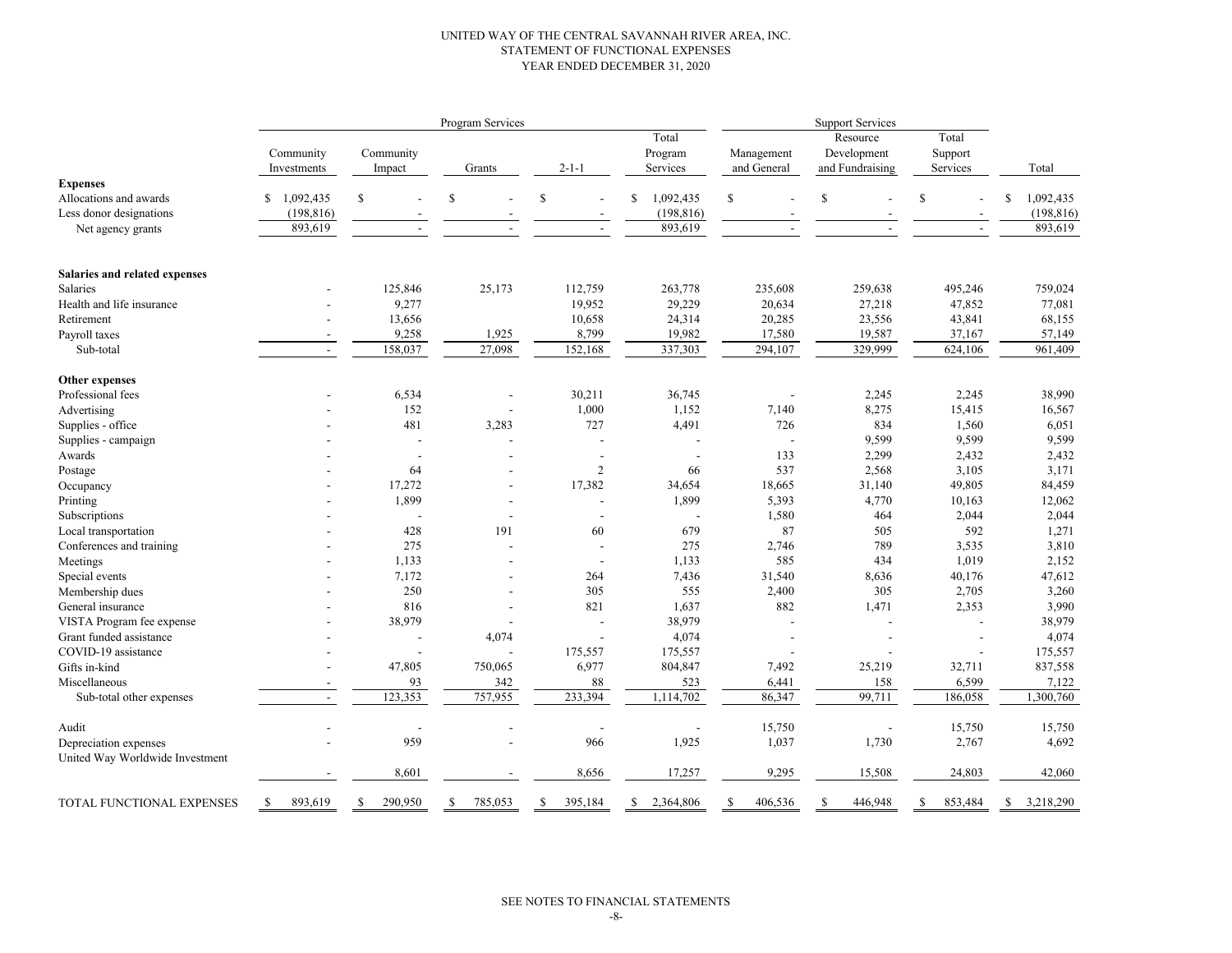UNITED WAY OF THE CENTRAL SAVANNAH RIVER AREA, INC.
STATEMENT OF FUNCTIONAL EXPENSES
YEAR ENDED DECEMBER 31, 2020

| | Program Services | | | | | Support Services | | | |
|---|---|---|---|---|---|---|---|---|---|
| | Community Investments | Community Impact | Grants | 2-1-1 | Total Program Services | Management and General | Resource Development and Fundraising | Total Support Services | Total |
| **Expenses** | | | | | | | | | |
| Allocations and awards | $ 1,092,435 | $ - | $ - | $ - | $ 1,092,435 | $ - | $ - | $ - | $ 1,092,435 |
| Less donor designations | (198,816) | - | - | - | (198,816) | - | - | - | (198,816) |
| Net agency grants | 893,619 | - | - | - | 893,619 | - | - | - | 893,619 |
| **Salaries and related expenses** | | | | | | | | | |
| Salaries | - | 125,846 | 25,173 | 112,759 | 263,778 | 235,608 | 259,638 | 495,246 | 759,024 |
| Health and life insurance | - | 9,277 | | 19,952 | 29,229 | 20,634 | 27,218 | 47,852 | 77,081 |
| Retirement | - | 13,656 | | 10,658 | 24,314 | 20,285 | 23,556 | 43,841 | 68,155 |
| Payroll taxes | - | 9,258 | 1,925 | 8,799 | 19,982 | 17,580 | 19,587 | 37,167 | 57,149 |
| Sub-total | - | 158,037 | 27,098 | 152,168 | 337,303 | 294,107 | 329,999 | 624,106 | 961,409 |
| **Other expenses** | | | | | | | | | |
| Professional fees | - | 6,534 | - | 30,211 | 36,745 | - | 2,245 | 2,245 | 38,990 |
| Advertising | - | 152 | - | 1,000 | 1,152 | 7,140 | 8,275 | 15,415 | 16,567 |
| Supplies - office | - | 481 | 3,283 | 727 | 4,491 | 726 | 834 | 1,560 | 6,051 |
| Supplies - campaign | - | - | - | - | - | - | 9,599 | 9,599 | 9,599 |
| Awards | - | - | - | - | - | 133 | 2,299 | 2,432 | 2,432 |
| Postage | - | 64 | - | 2 | 66 | 537 | 2,568 | 3,105 | 3,171 |
| Occupancy | - | 17,272 | - | 17,382 | 34,654 | 18,665 | 31,140 | 49,805 | 84,459 |
| Printing | - | 1,899 | - | - | 1,899 | 5,393 | 4,770 | 10,163 | 12,062 |
| Subscriptions | - | - | - | - | - | 1,580 | 464 | 2,044 | 2,044 |
| Local transportation | - | 428 | 191 | 60 | 679 | 87 | 505 | 592 | 1,271 |
| Conferences and training | - | 275 | - | - | 275 | 2,746 | 789 | 3,535 | 3,810 |
| Meetings | - | 1,133 | - | - | 1,133 | 585 | 434 | 1,019 | 2,152 |
| Special events | - | 7,172 | - | 264 | 7,436 | 31,540 | 8,636 | 40,176 | 47,612 |
| Membership dues | - | 250 | - | 305 | 555 | 2,400 | 305 | 2,705 | 3,260 |
| General insurance | - | 816 | - | 821 | 1,637 | 882 | 1,471 | 2,353 | 3,990 |
| VISTA Program fee expense | - | 38,979 | - | - | 38,979 | - | - | - | 38,979 |
| Grant funded assistance | - | - | 4,074 | - | 4,074 | - | - | - | 4,074 |
| COVID-19 assistance | - | - | - | 175,557 | 175,557 | - | - | - | 175,557 |
| Gifts in-kind | - | 47,805 | 750,065 | 6,977 | 804,847 | 7,492 | 25,219 | 32,711 | 837,558 |
| Miscellaneous | - | 93 | 342 | 88 | 523 | 6,441 | 158 | 6,599 | 7,122 |
| Sub-total other expenses | - | 123,353 | 757,955 | 233,394 | 1,114,702 | 86,347 | 99,711 | 186,058 | 1,300,760 |
| Audit | - | - | - | - | - | 15,750 | - | 15,750 | 15,750 |
| Depreciation expenses | - | 959 | - | 966 | 1,925 | 1,037 | 1,730 | 2,767 | 4,692 |
| United Way Worldwide Investment | - | 8,601 | - | 8,656 | 17,257 | 9,295 | 15,508 | 24,803 | 42,060 |
| TOTAL FUNCTIONAL EXPENSES | $ 893,619 | $ 290,950 | $ 785,053 | $ 395,184 | $ 2,364,806 | $ 406,536 | $ 446,948 | $ 853,484 | $ 3,218,290 |

SEE NOTES TO FINANCIAL STATEMENTS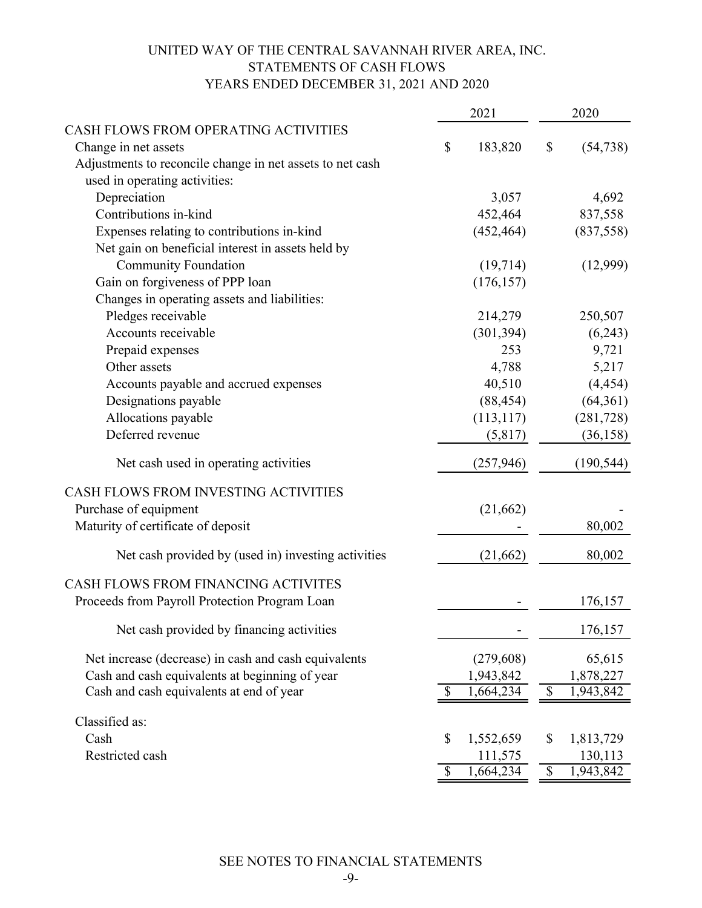# UNITED WAY OF THE CENTRAL SAVANNAH RIVER AREA, INC.
## STATEMENTS OF CASH FLOWS
## YEARS ENDED DECEMBER 31, 2021 AND 2020

| | 2021 | 2020 |
|---|---|---|
| **CASH FLOWS FROM OPERATING ACTIVITIES** | | |
| Change in net assets | $ 183,820 | $ (54,738) |
| Adjustments to reconcile change in net assets to net cash used in operating activities: | | |
| Depreciation | 3,057 | 4,692 |
| Contributions in-kind | 452,464 | 837,558 |
| Expenses relating to contributions in-kind | (452,464) | (837,558) |
| Net gain on beneficial interest in assets held by Community Foundation | (19,714) | (12,999) |
| Gain on forgiveness of PPP loan | (176,157) | |
| Changes in operating assets and liabilities: | | |
| Pledges receivable | 214,279 | 250,507 |
| Accounts receivable | (301,394) | (6,243) |
| Prepaid expenses | 253 | 9,721 |
| Other assets | 4,788 | 5,217 |
| Accounts payable and accrued expenses | 40,510 | (4,454) |
| Designations payable | (88,454) | (64,361) |
| Allocations payable | (113,117) | (281,728) |
| Deferred revenue | (5,817) | (36,158) |
| Net cash used in operating activities | (257,946) | (190,544) |
| **CASH FLOWS FROM INVESTING ACTIVITIES** | | |
| Purchase of equipment | (21,662) | - |
| Maturity of certificate of deposit | - | 80,002 |
| Net cash provided by (used in) investing activities | (21,662) | 80,002 |
| **CASH FLOWS FROM FINANCING ACTIVITES** | | |
| Proceeds from Payroll Protection Program Loan | - | 176,157 |
| Net cash provided by financing activities | - | 176,157 |
| Net increase (decrease) in cash and cash equivalents | (279,608) | 65,615 |
| Cash and cash equivalents at beginning of year | 1,943,842 | 1,878,227 |
| Cash and cash equivalents at end of year | $ 1,664,234 | $ 1,943,842 |
| Classified as: | | |
| Cash | $ 1,552,659 | $ 1,813,729 |
| Restricted cash | 111,575 | 130,113 |
| | $ 1,664,234 | $ 1,943,842 |

SEE NOTES TO FINANCIAL STATEMENTS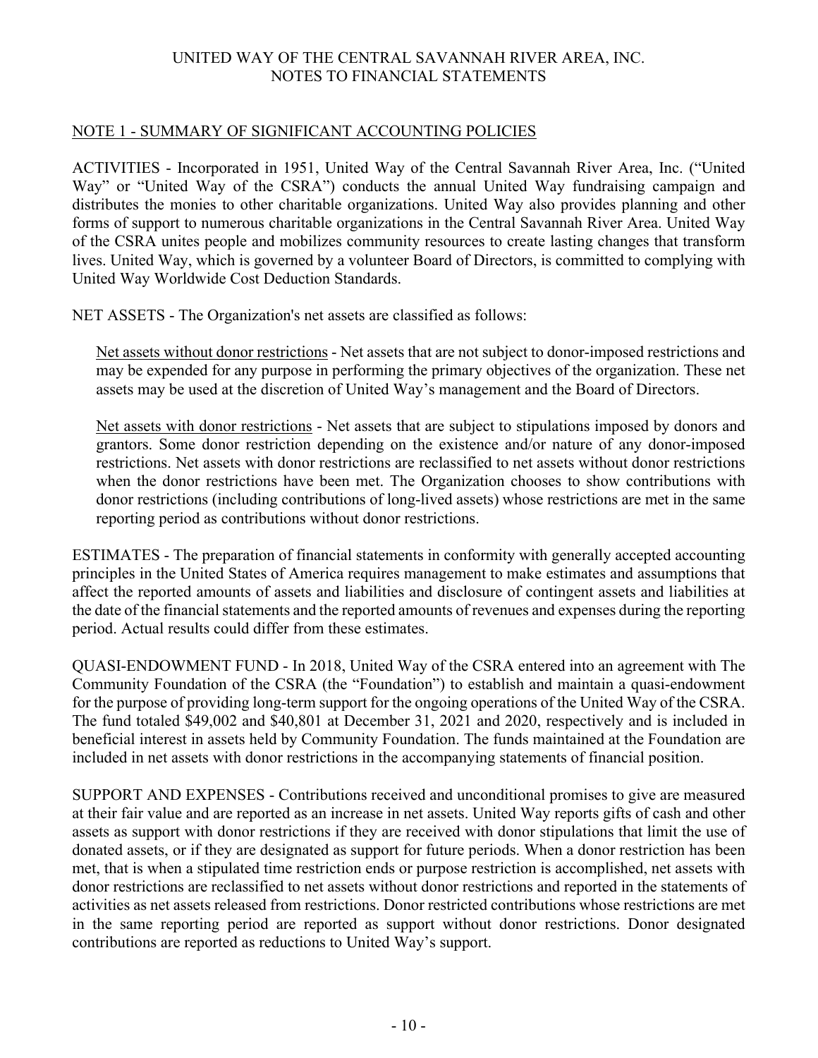UNITED WAY OF THE CENTRAL SAVANNAH RIVER AREA, INC.
NOTES TO FINANCIAL STATEMENTS

## NOTE 1 - SUMMARY OF SIGNIFICANT ACCOUNTING POLICIES

ACTIVITIES - Incorporated in 1951, United Way of the Central Savannah River Area, Inc. ("United Way" or "United Way of the CSRA") conducts the annual United Way fundraising campaign and distributes the monies to other charitable organizations. United Way also provides planning and other forms of support to numerous charitable organizations in the Central Savannah River Area. United Way of the CSRA unites people and mobilizes community resources to create lasting changes that transform lives. United Way, which is governed by a volunteer Board of Directors, is committed to complying with United Way Worldwide Cost Deduction Standards.

NET ASSETS - The Organization's net assets are classified as follows:

Net assets without donor restrictions - Net assets that are not subject to donor-imposed restrictions and may be expended for any purpose in performing the primary objectives of the organization. These net assets may be used at the discretion of United Way's management and the Board of Directors.

Net assets with donor restrictions - Net assets that are subject to stipulations imposed by donors and grantors. Some donor restriction depending on the existence and/or nature of any donor-imposed restrictions. Net assets with donor restrictions are reclassified to net assets without donor restrictions when the donor restrictions have been met. The Organization chooses to show contributions with donor restrictions (including contributions of long-lived assets) whose restrictions are met in the same reporting period as contributions without donor restrictions.

ESTIMATES - The preparation of financial statements in conformity with generally accepted accounting principles in the United States of America requires management to make estimates and assumptions that affect the reported amounts of assets and liabilities and disclosure of contingent assets and liabilities at the date of the financial statements and the reported amounts of revenues and expenses during the reporting period. Actual results could differ from these estimates.

QUASI-ENDOWMENT FUND - In 2018, United Way of the CSRA entered into an agreement with The Community Foundation of the CSRA (the "Foundation") to establish and maintain a quasi-endowment for the purpose of providing long-term support for the ongoing operations of the United Way of the CSRA. The fund totaled $49,002 and $40,801 at December 31, 2021 and 2020, respectively and is included in beneficial interest in assets held by Community Foundation. The funds maintained at the Foundation are included in net assets with donor restrictions in the accompanying statements of financial position.

SUPPORT AND EXPENSES - Contributions received and unconditional promises to give are measured at their fair value and are reported as an increase in net assets. United Way reports gifts of cash and other assets as support with donor restrictions if they are received with donor stipulations that limit the use of donated assets, or if they are designated as support for future periods. When a donor restriction has been met, that is when a stipulated time restriction ends or purpose restriction is accomplished, net assets with donor restrictions are reclassified to net assets without donor restrictions and reported in the statements of activities as net assets released from restrictions. Donor restricted contributions whose restrictions are met in the same reporting period are reported as support without donor restrictions. Donor designated contributions are reported as reductions to United Way's support.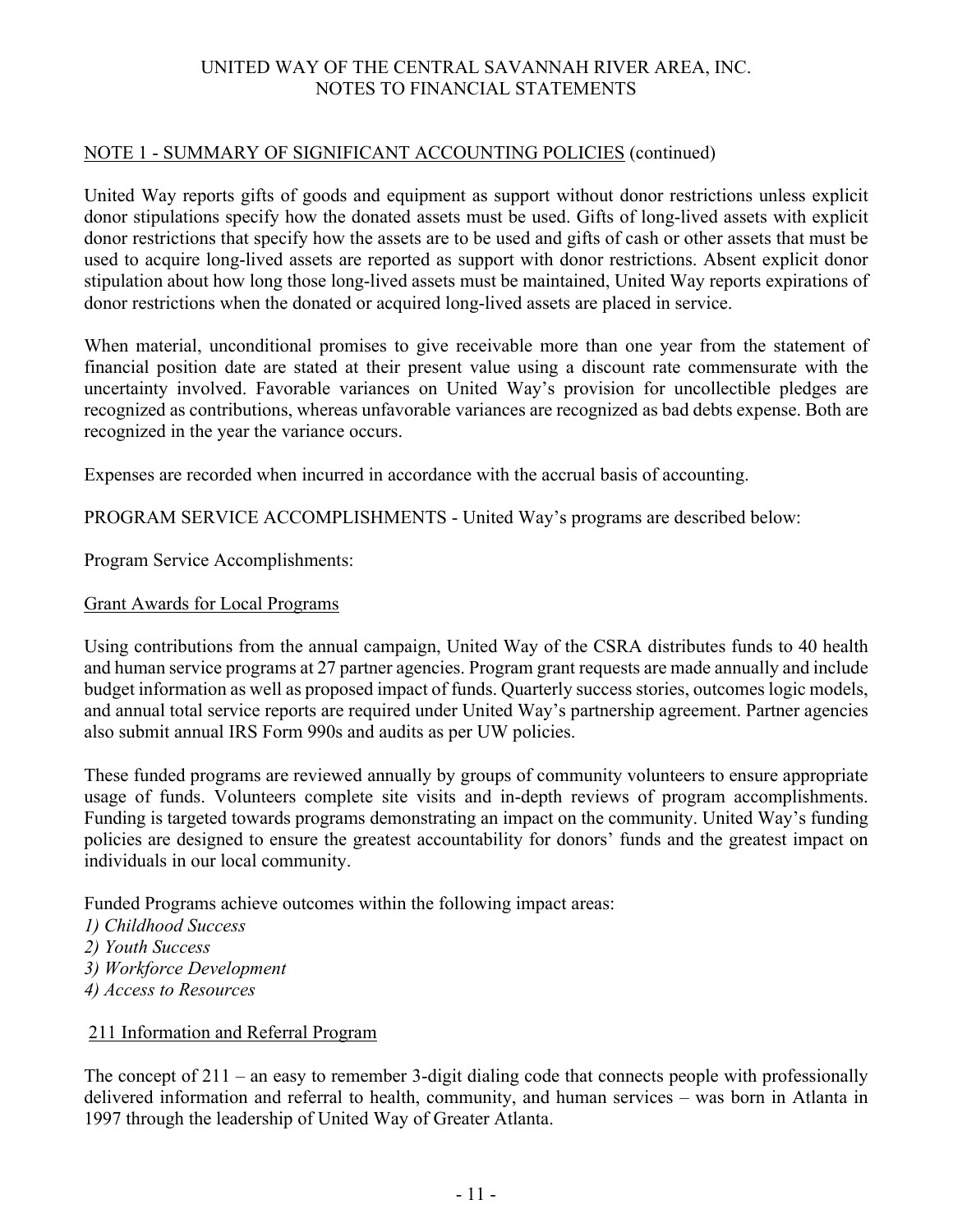UNITED WAY OF THE CENTRAL SAVANNAH RIVER AREA, INC.
NOTES TO FINANCIAL STATEMENTS

NOTE 1 - SUMMARY OF SIGNIFICANT ACCOUNTING POLICIES (continued)

United Way reports gifts of goods and equipment as support without donor restrictions unless explicit donor stipulations specify how the donated assets must be used. Gifts of long-lived assets with explicit donor restrictions that specify how the assets are to be used and gifts of cash or other assets that must be used to acquire long-lived assets are reported as support with donor restrictions. Absent explicit donor stipulation about how long those long-lived assets must be maintained, United Way reports expirations of donor restrictions when the donated or acquired long-lived assets are placed in service.

When material, unconditional promises to give receivable more than one year from the statement of financial position date are stated at their present value using a discount rate commensurate with the uncertainty involved. Favorable variances on United Way's provision for uncollectible pledges are recognized as contributions, whereas unfavorable variances are recognized as bad debts expense. Both are recognized in the year the variance occurs.

Expenses are recorded when incurred in accordance with the accrual basis of accounting.

PROGRAM SERVICE ACCOMPLISHMENTS - United Way's programs are described below:

Program Service Accomplishments:

Grant Awards for Local Programs

Using contributions from the annual campaign, United Way of the CSRA distributes funds to 40 health and human service programs at 27 partner agencies. Program grant requests are made annually and include budget information as well as proposed impact of funds. Quarterly success stories, outcomes logic models, and annual total service reports are required under United Way's partnership agreement. Partner agencies also submit annual IRS Form 990s and audits as per UW policies.

These funded programs are reviewed annually by groups of community volunteers to ensure appropriate usage of funds. Volunteers complete site visits and in-depth reviews of program accomplishments. Funding is targeted towards programs demonstrating an impact on the community. United Way's funding policies are designed to ensure the greatest accountability for donors' funds and the greatest impact on individuals in our local community.

Funded Programs achieve outcomes within the following impact areas:
*1) Childhood Success*
*2) Youth Success*
*3) Workforce Development*
*4) Access to Resources*

211 Information and Referral Program

The concept of 211 – an easy to remember 3-digit dialing code that connects people with professionally delivered information and referral to health, community, and human services – was born in Atlanta in 1997 through the leadership of United Way of Greater Atlanta.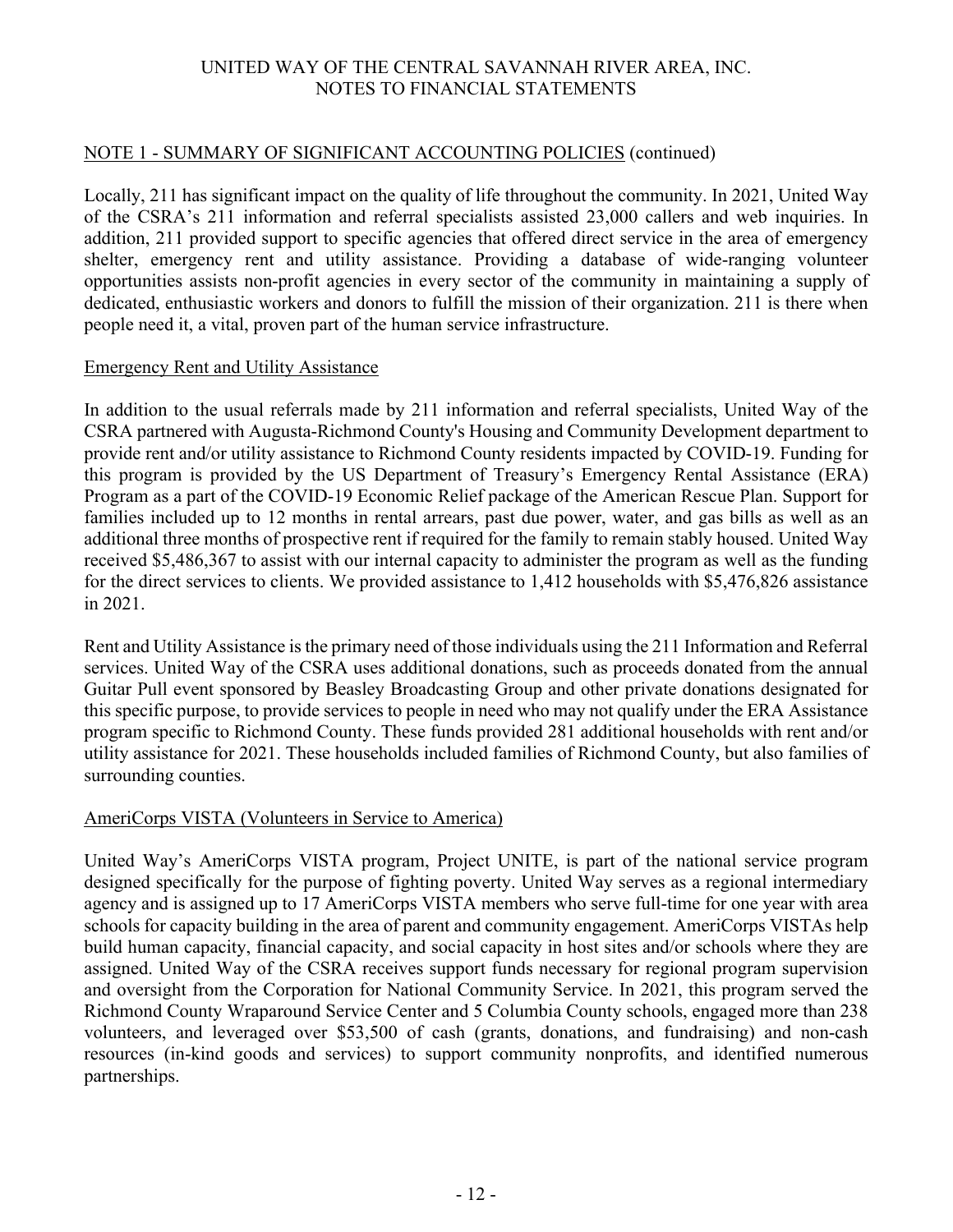## NOTE 1 - SUMMARY OF SIGNIFICANT ACCOUNTING POLICIES (continued)

Locally, 211 has significant impact on the quality of life throughout the community. In 2021, United Way of the CSRA's 211 information and referral specialists assisted 23,000 callers and web inquiries. In addition, 211 provided support to specific agencies that offered direct service in the area of emergency shelter, emergency rent and utility assistance. Providing a database of wide-ranging volunteer opportunities assists non-profit agencies in every sector of the community in maintaining a supply of dedicated, enthusiastic workers and donors to fulfill the mission of their organization. 211 is there when people need it, a vital, proven part of the human service infrastructure.

### Emergency Rent and Utility Assistance

In addition to the usual referrals made by 211 information and referral specialists, United Way of the CSRA partnered with Augusta-Richmond County's Housing and Community Development department to provide rent and/or utility assistance to Richmond County residents impacted by COVID-19. Funding for this program is provided by the US Department of Treasury's Emergency Rental Assistance (ERA) Program as a part of the COVID-19 Economic Relief package of the American Rescue Plan. Support for families included up to 12 months in rental arrears, past due power, water, and gas bills as well as an additional three months of prospective rent if required for the family to remain stably housed. United Way received $5,486,367 to assist with our internal capacity to administer the program as well as the funding for the direct services to clients. We provided assistance to 1,412 households with $5,476,826 assistance in 2021.

Rent and Utility Assistance is the primary need of those individuals using the 211 Information and Referral services. United Way of the CSRA uses additional donations, such as proceeds donated from the annual Guitar Pull event sponsored by Beasley Broadcasting Group and other private donations designated for this specific purpose, to provide services to people in need who may not qualify under the ERA Assistance program specific to Richmond County. These funds provided 281 additional households with rent and/or utility assistance for 2021. These households included families of Richmond County, but also families of surrounding counties.

### AmeriCorps VISTA (Volunteers in Service to America)

United Way's AmeriCorps VISTA program, Project UNITE, is part of the national service program designed specifically for the purpose of fighting poverty. United Way serves as a regional intermediary agency and is assigned up to 17 AmeriCorps VISTA members who serve full-time for one year with area schools for capacity building in the area of parent and community engagement. AmeriCorps VISTAs help build human capacity, financial capacity, and social capacity in host sites and/or schools where they are assigned. United Way of the CSRA receives support funds necessary for regional program supervision and oversight from the Corporation for National Community Service. In 2021, this program served the Richmond County Wraparound Service Center and 5 Columbia County schools, engaged more than 238 volunteers, and leveraged over $53,500 of cash (grants, donations, and fundraising) and non-cash resources (in-kind goods and services) to support community nonprofits, and identified numerous partnerships.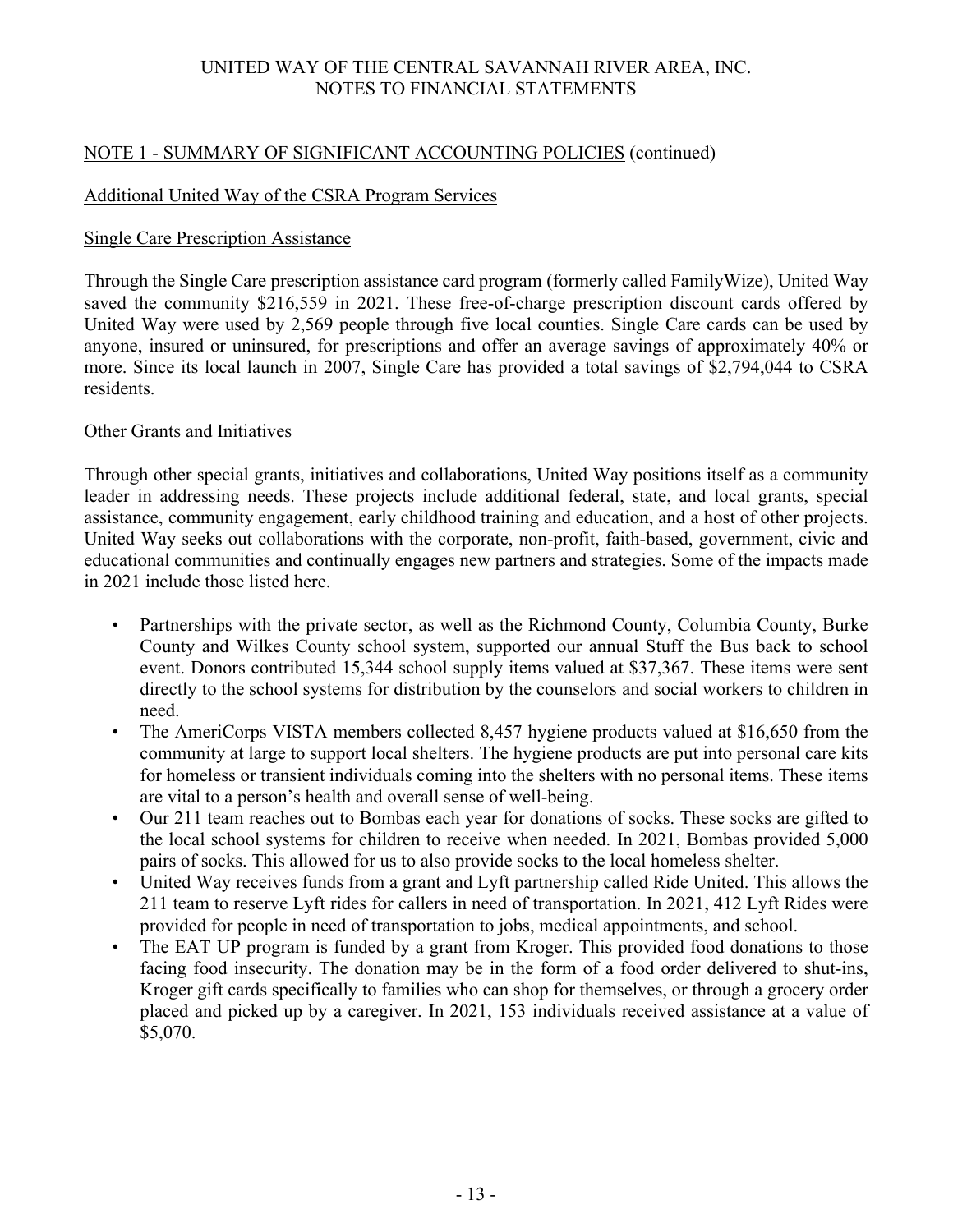## NOTE 1 - SUMMARY OF SIGNIFICANT ACCOUNTING POLICIES (continued)

### Additional United Way of the CSRA Program Services

#### Single Care Prescription Assistance

Through the Single Care prescription assistance card program (formerly called FamilyWize), United Way saved the community $216,559 in 2021. These free-of-charge prescription discount cards offered by United Way were used by 2,569 people through five local counties. Single Care cards can be used by anyone, insured or uninsured, for prescriptions and offer an average savings of approximately 40% or more. Since its local launch in 2007, Single Care has provided a total savings of $2,794,044 to CSRA residents.

#### Other Grants and Initiatives

Through other special grants, initiatives and collaborations, United Way positions itself as a community leader in addressing needs. These projects include additional federal, state, and local grants, special assistance, community engagement, early childhood training and education, and a host of other projects. United Way seeks out collaborations with the corporate, non-profit, faith-based, government, civic and educational communities and continually engages new partners and strategies. Some of the impacts made in 2021 include those listed here.

- Partnerships with the private sector, as well as the Richmond County, Columbia County, Burke County and Wilkes County school system, supported our annual Stuff the Bus back to school event. Donors contributed 15,344 school supply items valued at $37,367. These items were sent directly to the school systems for distribution by the counselors and social workers to children in need.
- The AmeriCorps VISTA members collected 8,457 hygiene products valued at $16,650 from the community at large to support local shelters. The hygiene products are put into personal care kits for homeless or transient individuals coming into the shelters with no personal items. These items are vital to a person's health and overall sense of well-being.
- Our 211 team reaches out to Bombas each year for donations of socks. These socks are gifted to the local school systems for children to receive when needed. In 2021, Bombas provided 5,000 pairs of socks. This allowed for us to also provide socks to the local homeless shelter.
- United Way receives funds from a grant and Lyft partnership called Ride United. This allows the 211 team to reserve Lyft rides for callers in need of transportation. In 2021, 412 Lyft Rides were provided for people in need of transportation to jobs, medical appointments, and school.
- The EAT UP program is funded by a grant from Kroger. This provided food donations to those facing food insecurity. The donation may be in the form of a food order delivered to shut-ins, Kroger gift cards specifically to families who can shop for themselves, or through a grocery order placed and picked up by a caregiver. In 2021, 153 individuals received assistance at a value of $5,070.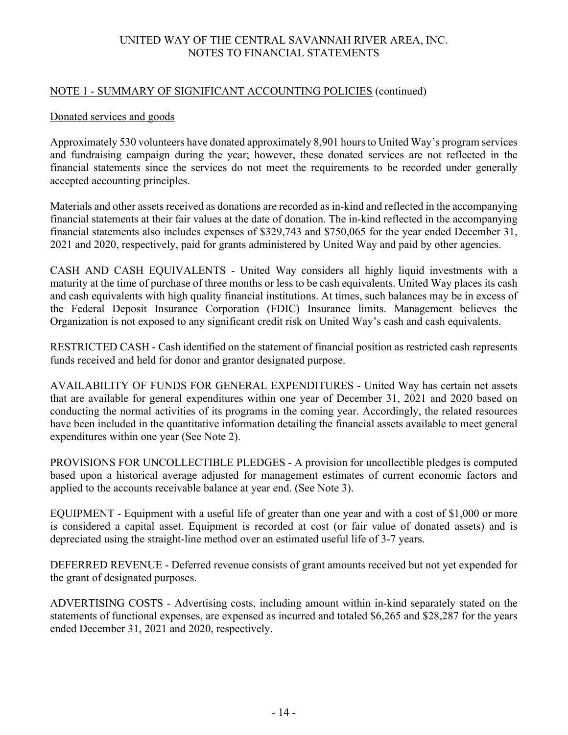## NOTE 1 - SUMMARY OF SIGNIFICANT ACCOUNTING POLICIES (continued)

### Donated services and goods

Approximately 530 volunteers have donated approximately 8,901 hours to United Way's program services and fundraising campaign during the year; however, these donated services are not reflected in the financial statements since the services do not meet the requirements to be recorded under generally accepted accounting principles.

Materials and other assets received as donations are recorded as in-kind and reflected in the accompanying financial statements at their fair values at the date of donation. The in-kind reflected in the accompanying financial statements also includes expenses of $329,743 and $750,065 for the year ended December 31, 2021 and 2020, respectively, paid for grants administered by United Way and paid by other agencies.

CASH AND CASH EQUIVALENTS - United Way considers all highly liquid investments with a maturity at the time of purchase of three months or less to be cash equivalents. United Way places its cash and cash equivalents with high quality financial institutions. At times, such balances may be in excess of the Federal Deposit Insurance Corporation (FDIC) Insurance limits. Management believes the Organization is not exposed to any significant credit risk on United Way's cash and cash equivalents.

RESTRICTED CASH - Cash identified on the statement of financial position as restricted cash represents funds received and held for donor and grantor designated purpose.

AVAILABILITY OF FUNDS FOR GENERAL EXPENDITURES - United Way has certain net assets that are available for general expenditures within one year of December 31, 2021 and 2020 based on conducting the normal activities of its programs in the coming year. Accordingly, the related resources have been included in the quantitative information detailing the financial assets available to meet general expenditures within one year (See Note 2).

PROVISIONS FOR UNCOLLECTIBLE PLEDGES - A provision for uncollectible pledges is computed based upon a historical average adjusted for management estimates of current economic factors and applied to the accounts receivable balance at year end. (See Note 3).

EQUIPMENT - Equipment with a useful life of greater than one year and with a cost of $1,000 or more is considered a capital asset. Equipment is recorded at cost (or fair value of donated assets) and is depreciated using the straight-line method over an estimated useful life of 3-7 years.

DEFERRED REVENUE - Deferred revenue consists of grant amounts received but not yet expended for the grant of designated purposes.

ADVERTISING COSTS - Advertising costs, including amount within in-kind separately stated on the statements of functional expenses, are expensed as incurred and totaled $6,265 and $28,287 for the years ended December 31, 2021 and 2020, respectively.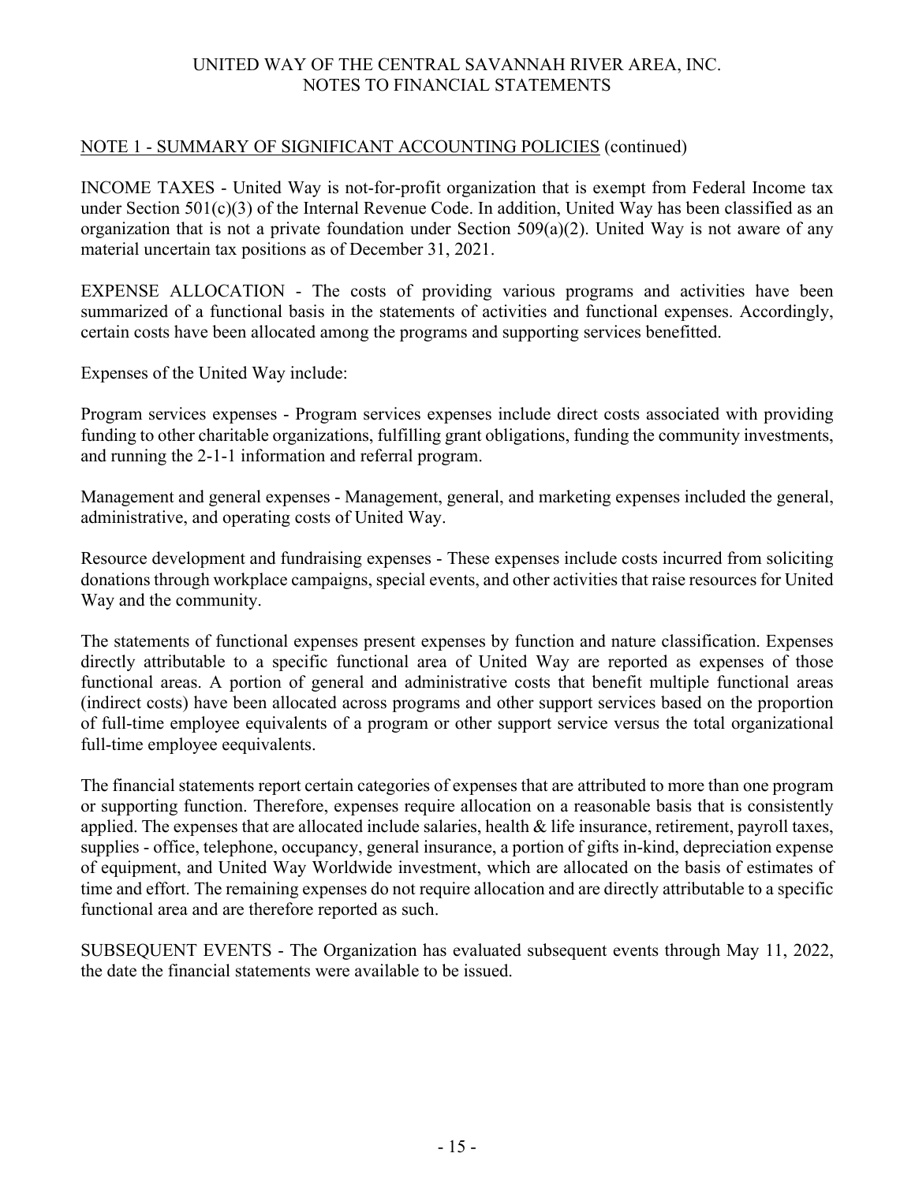## NOTE 1 - SUMMARY OF SIGNIFICANT ACCOUNTING POLICIES (continued)

INCOME TAXES - United Way is not-for-profit organization that is exempt from Federal Income tax under Section 501(c)(3) of the Internal Revenue Code. In addition, United Way has been classified as an organization that is not a private foundation under Section 509(a)(2). United Way is not aware of any material uncertain tax positions as of December 31, 2021.

EXPENSE ALLOCATION - The costs of providing various programs and activities have been summarized of a functional basis in the statements of activities and functional expenses. Accordingly, certain costs have been allocated among the programs and supporting services benefitted.

Expenses of the United Way include:

Program services expenses - Program services expenses include direct costs associated with providing funding to other charitable organizations, fulfilling grant obligations, funding the community investments, and running the 2-1-1 information and referral program.

Management and general expenses - Management, general, and marketing expenses included the general, administrative, and operating costs of United Way.

Resource development and fundraising expenses - These expenses include costs incurred from soliciting donations through workplace campaigns, special events, and other activities that raise resources for United Way and the community.

The statements of functional expenses present expenses by function and nature classification. Expenses directly attributable to a specific functional area of United Way are reported as expenses of those functional areas. A portion of general and administrative costs that benefit multiple functional areas (indirect costs) have been allocated across programs and other support services based on the proportion of full-time employee equivalents of a program or other support service versus the total organizational full-time employee eequivalents.

The financial statements report certain categories of expenses that are attributed to more than one program or supporting function. Therefore, expenses require allocation on a reasonable basis that is consistently applied. The expenses that are allocated include salaries, health & life insurance, retirement, payroll taxes, supplies - office, telephone, occupancy, general insurance, a portion of gifts in-kind, depreciation expense of equipment, and United Way Worldwide investment, which are allocated on the basis of estimates of time and effort. The remaining expenses do not require allocation and are directly attributable to a specific functional area and are therefore reported as such.

SUBSEQUENT EVENTS - The Organization has evaluated subsequent events through May 11, 2022, the date the financial statements were available to be issued.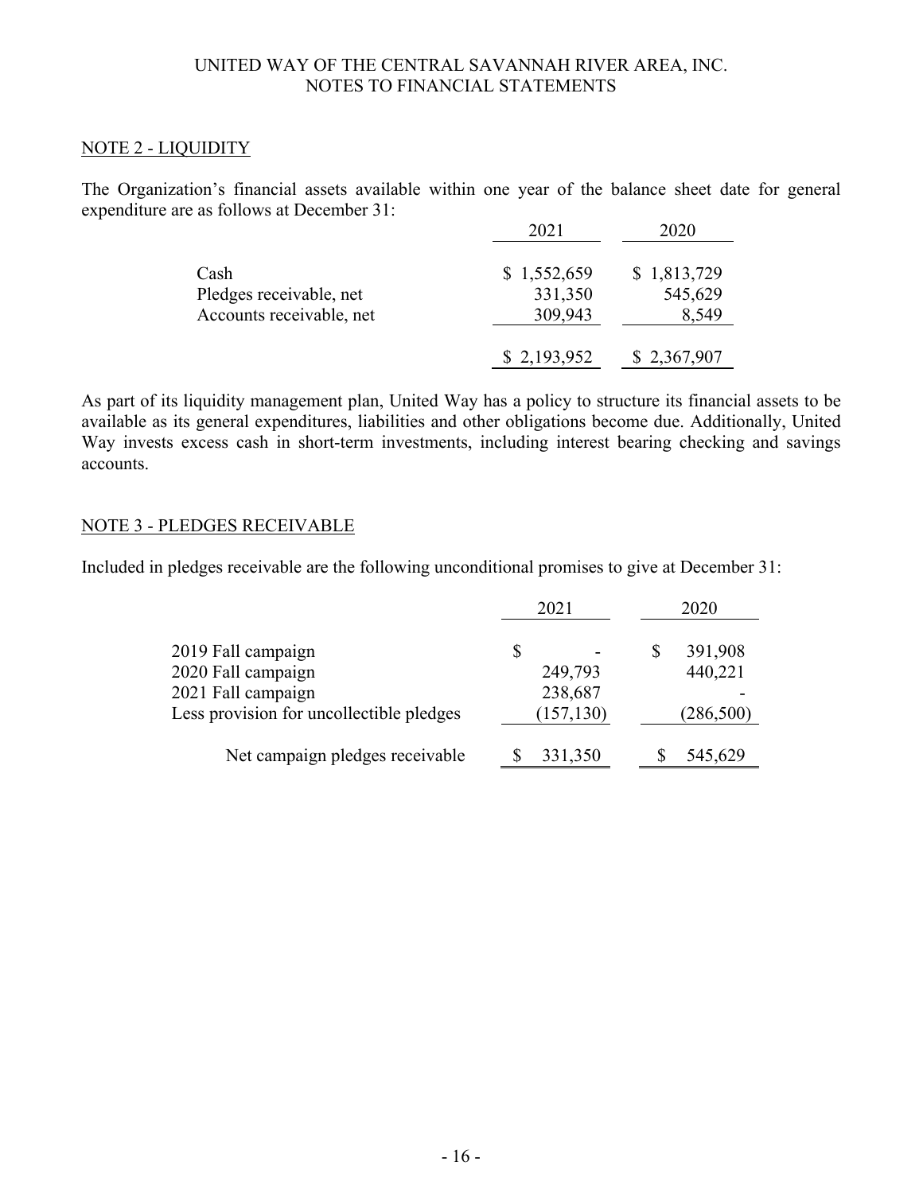## NOTE 2 - LIQUIDITY

The Organization's financial assets available within one year of the balance sheet date for general expenditure are as follows at December 31:

| | 2021 | 2020 |
|---|---|---|
| Cash | $ 1,552,659 | $ 1,813,729 |
| Pledges receivable, net | 331,350 | 545,629 |
| Accounts receivable, net | 309,943 | 8,549 |
| | $ 2,193,952 | $ 2,367,907 |

As part of its liquidity management plan, United Way has a policy to structure its financial assets to be available as its general expenditures, liabilities and other obligations become due. Additionally, United Way invests excess cash in short-term investments, including interest bearing checking and savings accounts.

## NOTE 3 - PLEDGES RECEIVABLE

Included in pledges receivable are the following unconditional promises to give at December 31:

| | 2021 | 2020 |
|---|---|---|
| 2019 Fall campaign | $ - | $ 391,908 |
| 2020 Fall campaign | 249,793 | 440,221 |
| 2021 Fall campaign | 238,687 | - |
| Less provision for uncollectible pledges | (157,130) | (286,500) |
| Net campaign pledges receivable | $ 331,350 | $ 545,629 |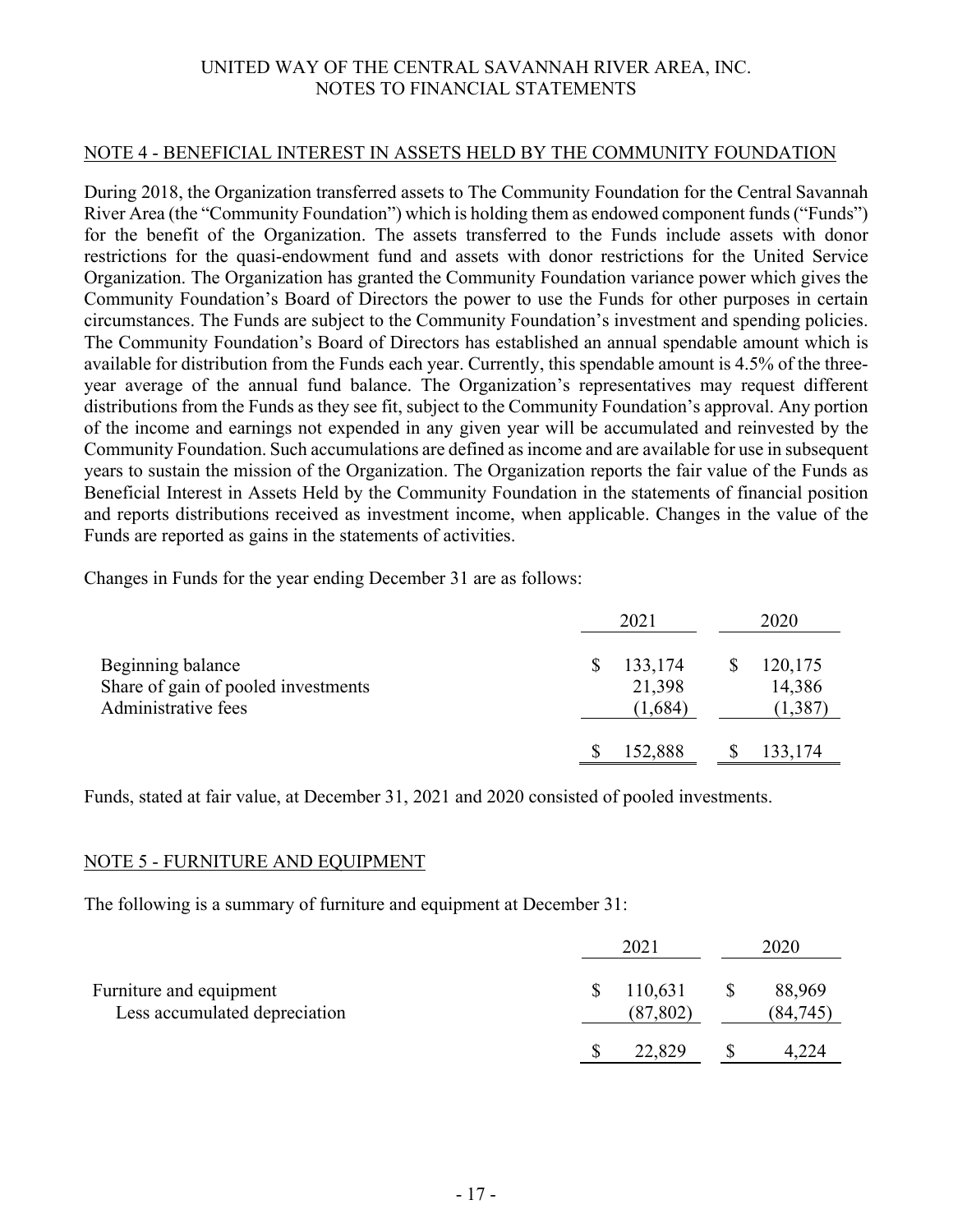## NOTE 4 - BENEFICIAL INTEREST IN ASSETS HELD BY THE COMMUNITY FOUNDATION

During 2018, the Organization transferred assets to The Community Foundation for the Central Savannah River Area (the "Community Foundation") which is holding them as endowed component funds ("Funds") for the benefit of the Organization. The assets transferred to the Funds include assets with donor restrictions for the quasi-endowment fund and assets with donor restrictions for the United Service Organization. The Organization has granted the Community Foundation variance power which gives the Community Foundation's Board of Directors the power to use the Funds for other purposes in certain circumstances. The Funds are subject to the Community Foundation's investment and spending policies. The Community Foundation's Board of Directors has established an annual spendable amount which is available for distribution from the Funds each year. Currently, this spendable amount is 4.5% of the three-year average of the annual fund balance. The Organization's representatives may request different distributions from the Funds as they see fit, subject to the Community Foundation's approval. Any portion of the income and earnings not expended in any given year will be accumulated and reinvested by the Community Foundation. Such accumulations are defined as income and are available for use in subsequent years to sustain the mission of the Organization. The Organization reports the fair value of the Funds as Beneficial Interest in Assets Held by the Community Foundation in the statements of financial position and reports distributions received as investment income, when applicable. Changes in the value of the Funds are reported as gains in the statements of activities.

Changes in Funds for the year ending December 31 are as follows:

| | 2021 | 2020 |
|---|---|---|
| Beginning balance | $ 133,174 | $ 120,175 |
| Share of gain of pooled investments | 21,398 | 14,386 |
| Administrative fees | (1,684) | (1,387) |
| | $ 152,888 | $ 133,174 |

Funds, stated at fair value, at December 31, 2021 and 2020 consisted of pooled investments.

## NOTE 5 - FURNITURE AND EQUIPMENT

The following is a summary of furniture and equipment at December 31:

| | 2021 | 2020 |
|---|---|---|
| Furniture and equipment | $ 110,631 | $ 88,969 |
| Less accumulated depreciation | (87,802) | (84,745) |
| | $ 22,829 | $ 4,224 |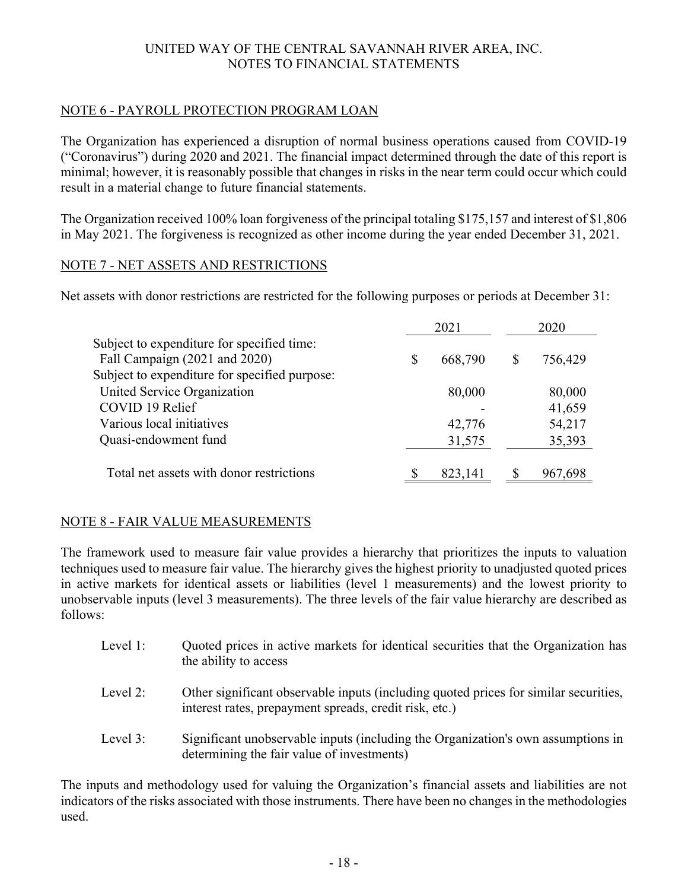## NOTE 6 - PAYROLL PROTECTION PROGRAM LOAN

The Organization has experienced a disruption of normal business operations caused from COVID-19 ("Coronavirus") during 2020 and 2021. The financial impact determined through the date of this report is minimal; however, it is reasonably possible that changes in risks in the near term could occur which could result in a material change to future financial statements.

The Organization received 100% loan forgiveness of the principal totaling $175,157 and interest of $1,806 in May 2021. The forgiveness is recognized as other income during the year ended December 31, 2021.

## NOTE 7 - NET ASSETS AND RESTRICTIONS

Net assets with donor restrictions are restricted for the following purposes or periods at December 31:

| | 2021 | 2020 |
|---|---|---|
| Subject to expenditure for specified time: | | |
| Fall Campaign (2021 and 2020) | $ 668,790 | $ 756,429 |
| Subject to expenditure for specified purpose: | | |
| United Service Organization | 80,000 | 80,000 |
| COVID 19 Relief | - | 41,659 |
| Various local initiatives | 42,776 | 54,217 |
| Quasi-endowment fund | 31,575 | 35,393 |
| Total net assets with donor restrictions | $ 823,141 | $ 967,698 |

## NOTE 8 - FAIR VALUE MEASUREMENTS

The framework used to measure fair value provides a hierarchy that prioritizes the inputs to valuation techniques used to measure fair value. The hierarchy gives the highest priority to unadjusted quoted prices in active markets for identical assets or liabilities (level 1 measurements) and the lowest priority to unobservable inputs (level 3 measurements). The three levels of the fair value hierarchy are described as follows:

- Level 1: Quoted prices in active markets for identical securities that the Organization has the ability to access
- Level 2: Other significant observable inputs (including quoted prices for similar securities, interest rates, prepayment spreads, credit risk, etc.)
- Level 3: Significant unobservable inputs (including the Organization's own assumptions in determining the fair value of investments)

The inputs and methodology used for valuing the Organization's financial assets and liabilities are not indicators of the risks associated with those instruments. There have been no changes in the methodologies used.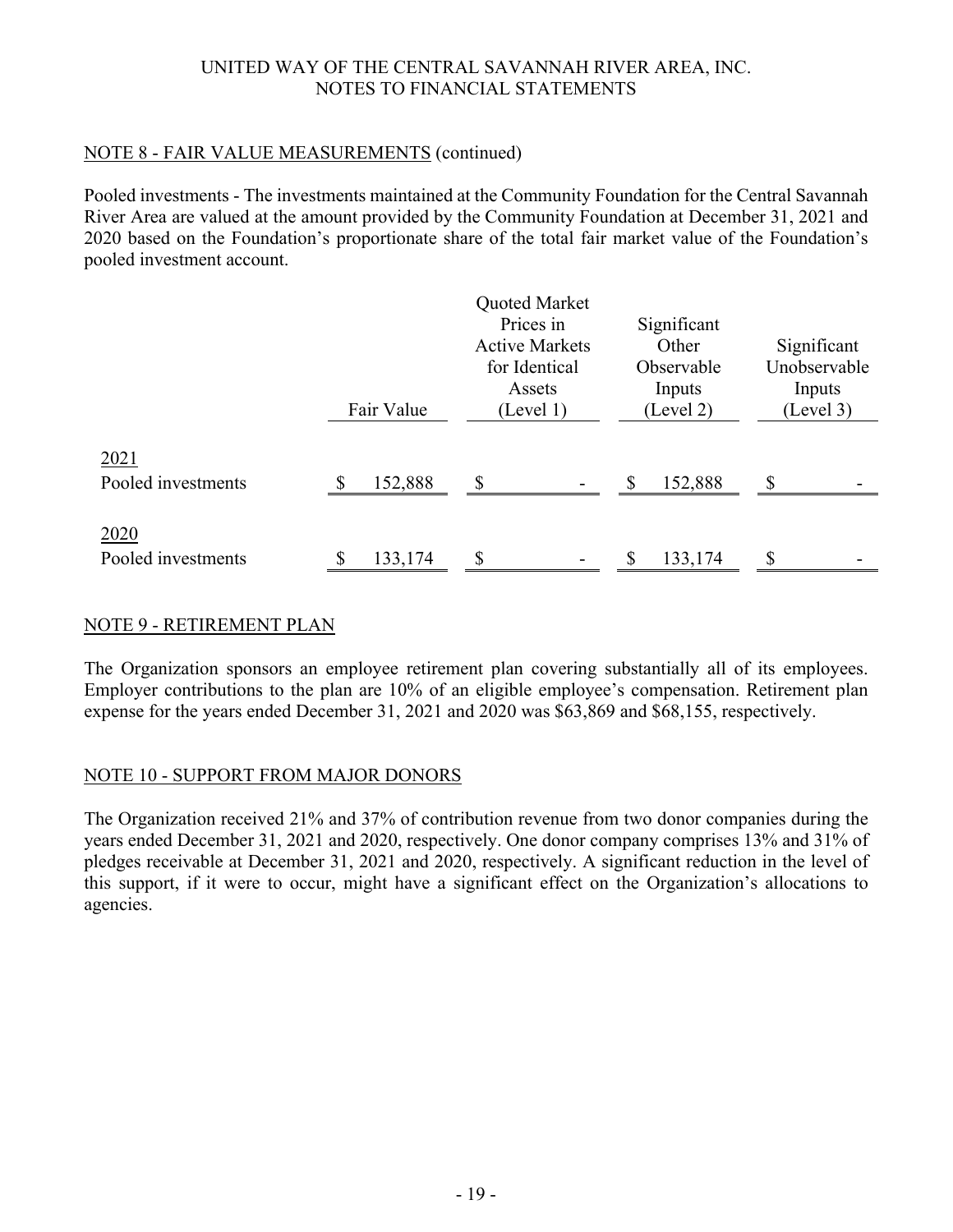UNITED WAY OF THE CENTRAL SAVANNAH RIVER AREA, INC.
NOTES TO FINANCIAL STATEMENTS

## NOTE 8 - FAIR VALUE MEASUREMENTS (continued)

Pooled investments - The investments maintained at the Community Foundation for the Central Savannah River Area are valued at the amount provided by the Community Foundation at December 31, 2021 and 2020 based on the Foundation's proportionate share of the total fair market value of the Foundation's pooled investment account.

| | Fair Value | Quoted Market Prices in Active Markets for Identical Assets (Level 1) | Significant Other Observable Inputs (Level 2) | Significant Unobservable Inputs (Level 3) |
|---|---|---|---|---|
| 2021 | | | | |
| Pooled investments | $ 152,888 | $ - | $ 152,888 | $ - |
| 2020 | | | | |
| Pooled investments | $ 133,174 | $ - | $ 133,174 | $ - |

## NOTE 9 - RETIREMENT PLAN

The Organization sponsors an employee retirement plan covering substantially all of its employees. Employer contributions to the plan are 10% of an eligible employee's compensation. Retirement plan expense for the years ended December 31, 2021 and 2020 was $63,869 and $68,155, respectively.

## NOTE 10 - SUPPORT FROM MAJOR DONORS

The Organization received 21% and 37% of contribution revenue from two donor companies during the years ended December 31, 2021 and 2020, respectively. One donor company comprises 13% and 31% of pledges receivable at December 31, 2021 and 2020, respectively. A significant reduction in the level of this support, if it were to occur, might have a significant effect on the Organization's allocations to agencies.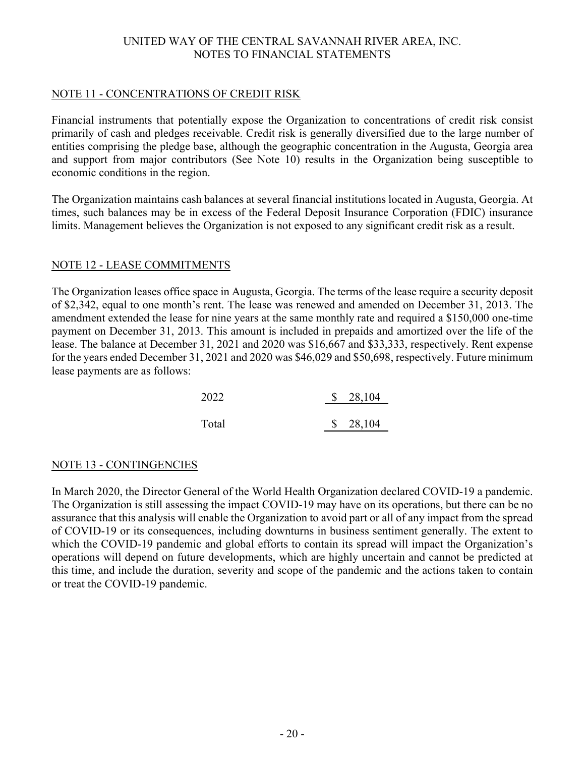## NOTE 11 - CONCENTRATIONS OF CREDIT RISK

Financial instruments that potentially expose the Organization to concentrations of credit risk consist primarily of cash and pledges receivable. Credit risk is generally diversified due to the large number of entities comprising the pledge base, although the geographic concentration in the Augusta, Georgia area and support from major contributors (See Note 10) results in the Organization being susceptible to economic conditions in the region.

The Organization maintains cash balances at several financial institutions located in Augusta, Georgia. At times, such balances may be in excess of the Federal Deposit Insurance Corporation (FDIC) insurance limits. Management believes the Organization is not exposed to any significant credit risk as a result.

## NOTE 12 - LEASE COMMITMENTS

The Organization leases office space in Augusta, Georgia. The terms of the lease require a security deposit of $2,342, equal to one month's rent. The lease was renewed and amended on December 31, 2013. The amendment extended the lease for nine years at the same monthly rate and required a $150,000 one-time payment on December 31, 2013. This amount is included in prepaids and amortized over the life of the lease. The balance at December 31, 2021 and 2020 was $16,667 and $33,333, respectively. Rent expense for the years ended December 31, 2021 and 2020 was $46,029 and $50,698, respectively. Future minimum lease payments are as follows:

| | |
|---|---|
| 2022 | $ 28,104 |
| Total | $ 28,104 |

## NOTE 13 - CONTINGENCIES

In March 2020, the Director General of the World Health Organization declared COVID-19 a pandemic. The Organization is still assessing the impact COVID-19 may have on its operations, but there can be no assurance that this analysis will enable the Organization to avoid part or all of any impact from the spread of COVID-19 or its consequences, including downturns in business sentiment generally. The extent to which the COVID-19 pandemic and global efforts to contain its spread will impact the Organization's operations will depend on future developments, which are highly uncertain and cannot be predicted at this time, and include the duration, severity and scope of the pandemic and the actions taken to contain or treat the COVID-19 pandemic.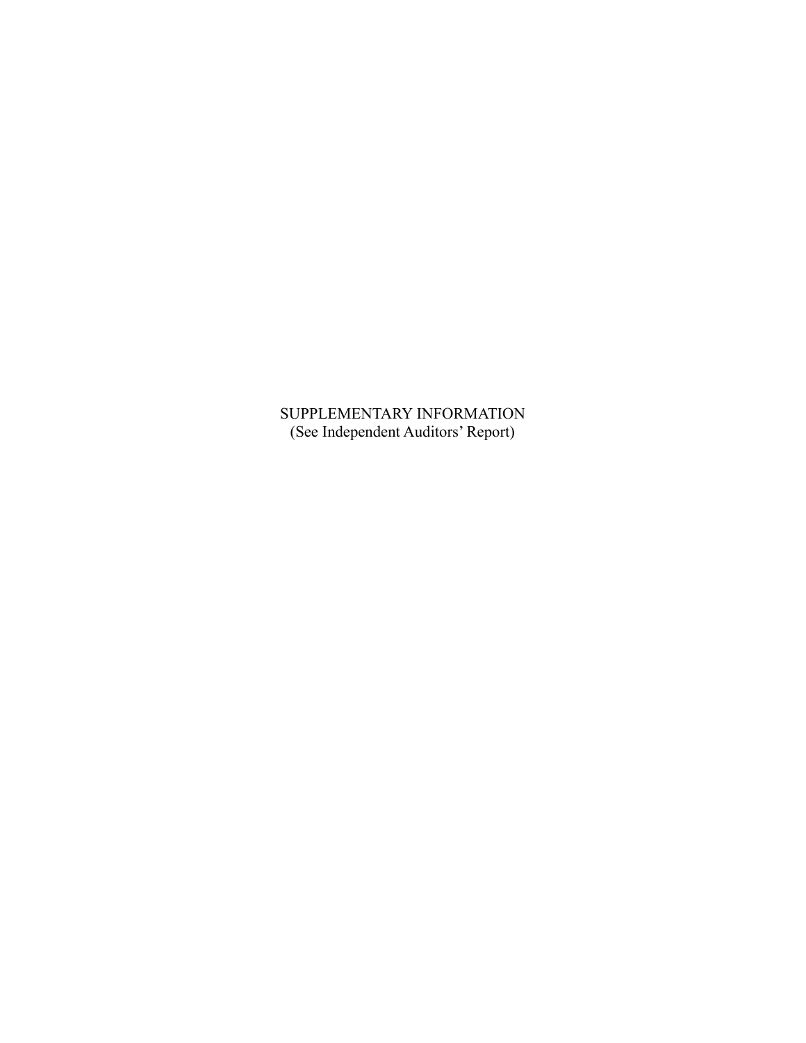# SUPPLEMENTARY INFORMATION

(See Independent Auditors' Report)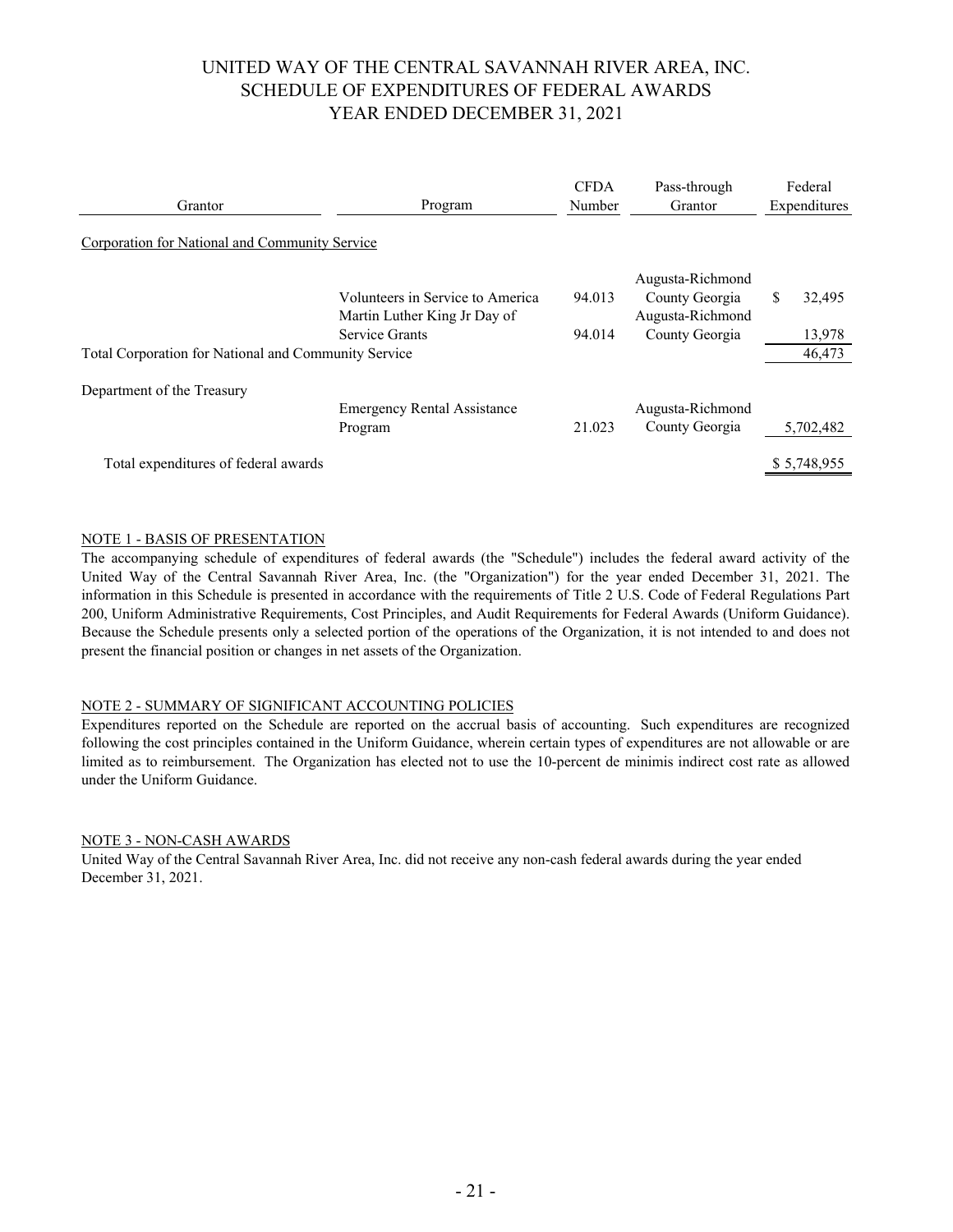# UNITED WAY OF THE CENTRAL SAVANNAH RIVER AREA, INC.
## SCHEDULE OF EXPENDITURES OF FEDERAL AWARDS
## YEAR ENDED DECEMBER 31, 2021

| Grantor | Program | CFDA Number | Pass-through Grantor | Federal Expenditures |
|---|---|---|---|---|
| Corporation for National and Community Service | | | | |
| | Volunteers in Service to America | 94.013 | Augusta-Richmond County Georgia | $ 32,495 |
| | Martin Luther King Jr Day of Service Grants | 94.014 | Augusta-Richmond County Georgia | 13,978 |
| Total Corporation for National and Community Service | | | | 46,473 |
| Department of the Treasury | | | | |
| | Emergency Rental Assistance Program | 21.023 | Augusta-Richmond County Georgia | 5,702,482 |
| Total expenditures of federal awards | | | | $ 5,748,955 |

NOTE 1 - BASIS OF PRESENTATION

The accompanying schedule of expenditures of federal awards (the "Schedule") includes the federal award activity of the United Way of the Central Savannah River Area, Inc. (the "Organization") for the year ended December 31, 2021. The information in this Schedule is presented in accordance with the requirements of Title 2 U.S. Code of Federal Regulations Part 200, Uniform Administrative Requirements, Cost Principles, and Audit Requirements for Federal Awards (Uniform Guidance). Because the Schedule presents only a selected portion of the operations of the Organization, it is not intended to and does not present the financial position or changes in net assets of the Organization.

NOTE 2 - SUMMARY OF SIGNIFICANT ACCOUNTING POLICIES

Expenditures reported on the Schedule are reported on the accrual basis of accounting. Such expenditures are recognized following the cost principles contained in the Uniform Guidance, wherein certain types of expenditures are not allowable or are limited as to reimbursement. The Organization has elected not to use the 10-percent de minimis indirect cost rate as allowed under the Uniform Guidance.

NOTE 3 - NON-CASH AWARDS

United Way of the Central Savannah River Area, Inc. did not receive any non-cash federal awards during the year ended December 31, 2021.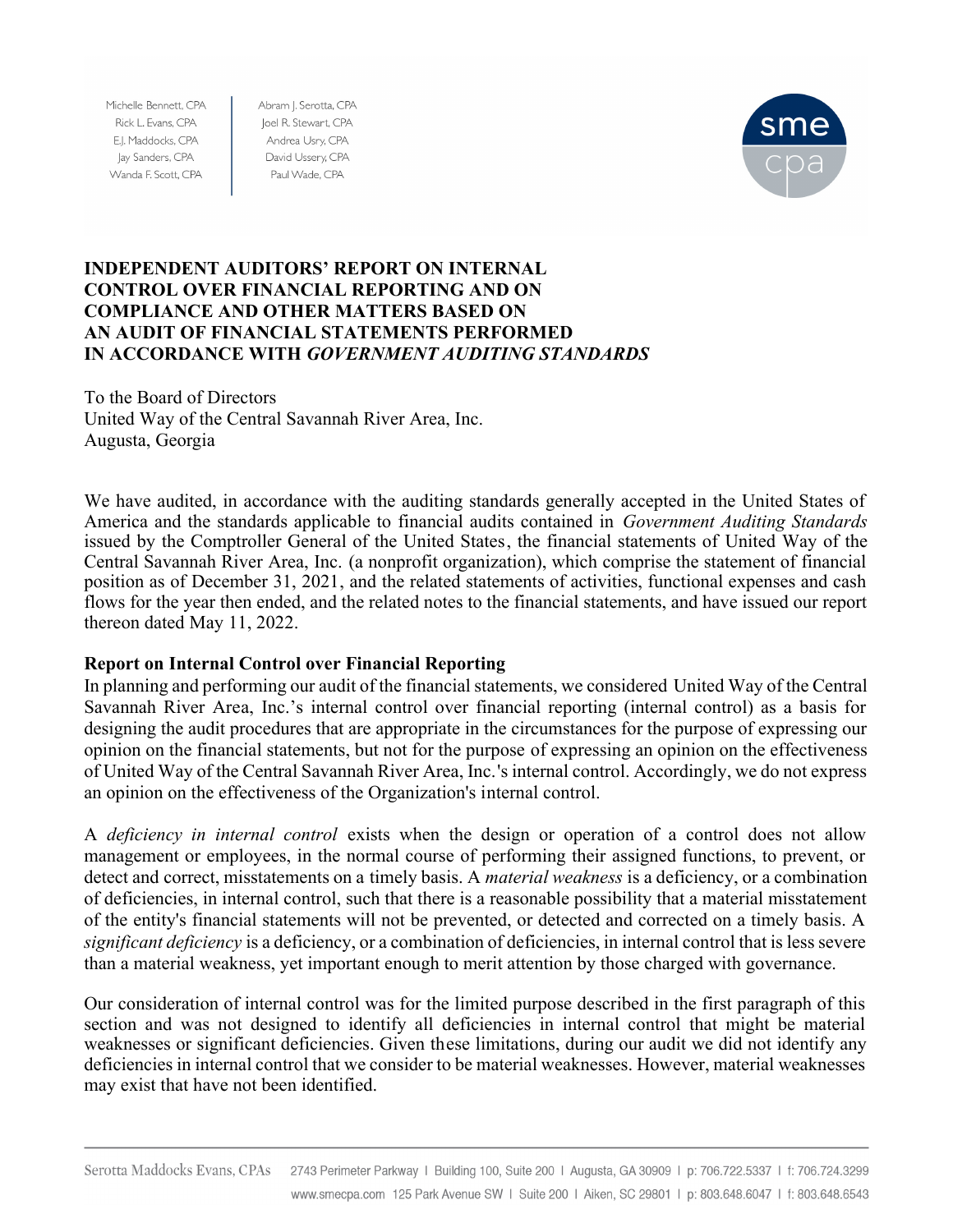Michelle Bennett, CPA
Rick L. Evans, CPA
E.J. Maddocks, CPA
Jay Sanders, CPA
Wanda F. Scott, CPA

Abram J. Serotta, CPA
Joel R. Stewart, CPA
Andrea Usry, CPA
David Ussery, CPA
Paul Wade, CPA

# INDEPENDENT AUDITORS' REPORT ON INTERNAL CONTROL OVER FINANCIAL REPORTING AND ON COMPLIANCE AND OTHER MATTERS BASED ON AN AUDIT OF FINANCIAL STATEMENTS PERFORMED IN ACCORDANCE WITH *GOVERNMENT AUDITING STANDARDS*

To the Board of Directors
United Way of the Central Savannah River Area, Inc.
Augusta, Georgia

We have audited, in accordance with the auditing standards generally accepted in the United States of America and the standards applicable to financial audits contained in *Government Auditing Standards* issued by the Comptroller General of the United States, the financial statements of United Way of the Central Savannah River Area, Inc. (a nonprofit organization), which comprise the statement of financial position as of December 31, 2021, and the related statements of activities, functional expenses and cash flows for the year then ended, and the related notes to the financial statements, and have issued our report thereon dated May 11, 2022.

**Report on Internal Control over Financial Reporting**

In planning and performing our audit of the financial statements, we considered United Way of the Central Savannah River Area, Inc.'s internal control over financial reporting (internal control) as a basis for designing the audit procedures that are appropriate in the circumstances for the purpose of expressing our opinion on the financial statements, but not for the purpose of expressing an opinion on the effectiveness of United Way of the Central Savannah River Area, Inc.'s internal control. Accordingly, we do not express an opinion on the effectiveness of the Organization's internal control.

A *deficiency in internal control* exists when the design or operation of a control does not allow management or employees, in the normal course of performing their assigned functions, to prevent, or detect and correct, misstatements on a timely basis. A *material weakness* is a deficiency, or a combination of deficiencies, in internal control, such that there is a reasonable possibility that a material misstatement of the entity's financial statements will not be prevented, or detected and corrected on a timely basis. A *significant deficiency* is a deficiency, or a combination of deficiencies, in internal control that is less severe than a material weakness, yet important enough to merit attention by those charged with governance.

Our consideration of internal control was for the limited purpose described in the first paragraph of this section and was not designed to identify all deficiencies in internal control that might be material weaknesses or significant deficiencies. Given these limitations, during our audit we did not identify any deficiencies in internal control that we consider to be material weaknesses. However, material weaknesses may exist that have not been identified.

Serotta Maddocks Evans, CPAs 2743 Perimeter Parkway | Building 100, Suite 200 | Augusta, GA 30909 | p: 706.722.5337 | f: 706.724.3299
www.smecpa.com 125 Park Avenue SW | Suite 200 | Aiken, SC 29801 | p: 803.648.6047 | f: 803.648.6543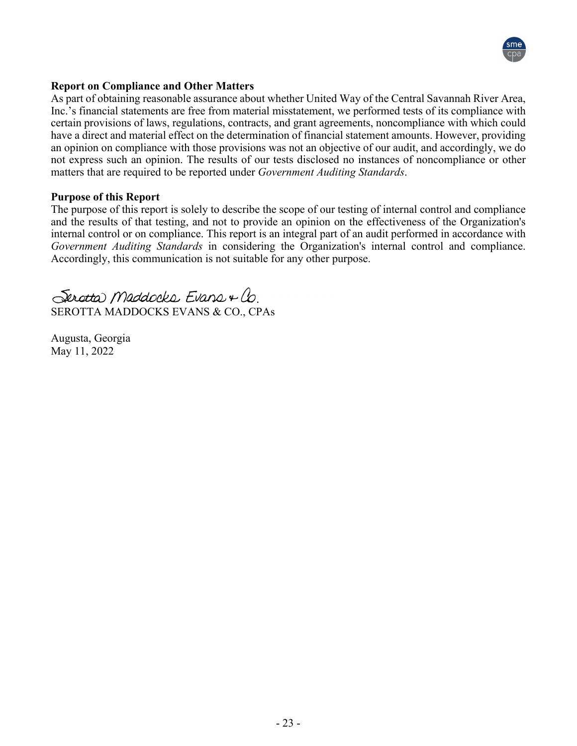**Report on Compliance and Other Matters**

As part of obtaining reasonable assurance about whether United Way of the Central Savannah River Area, Inc.'s financial statements are free from material misstatement, we performed tests of its compliance with certain provisions of laws, regulations, contracts, and grant agreements, noncompliance with which could have a direct and material effect on the determination of financial statement amounts. However, providing an opinion on compliance with those provisions was not an objective of our audit, and accordingly, we do not express such an opinion. The results of our tests disclosed no instances of noncompliance or other matters that are required to be reported under *Government Auditing Standards*.

**Purpose of this Report**

The purpose of this report is solely to describe the scope of our testing of internal control and compliance and the results of that testing, and not to provide an opinion on the effectiveness of the Organization's internal control or on compliance. This report is an integral part of an audit performed in accordance with *Government Auditing Standards* in considering the Organization's internal control and compliance. Accordingly, this communication is not suitable for any other purpose.

Serotta Maddocks Evans & Co.

SEROTTA MADDOCKS EVANS & CO., CPAs

Augusta, Georgia

May 11, 2022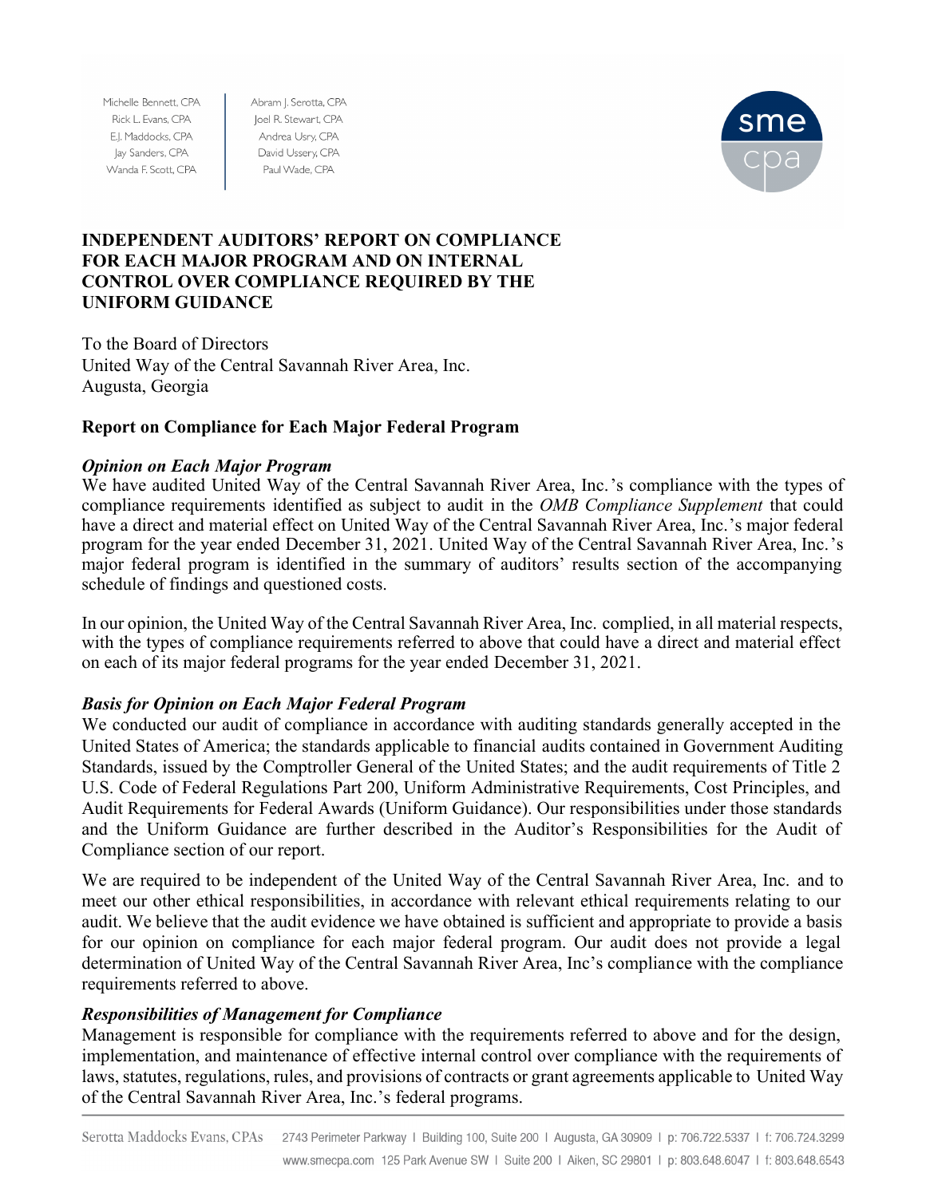Michelle Bennett, CPA
Rick L. Evans, CPA
E.J. Maddocks, CPA
Jay Sanders, CPA
Wanda F. Scott, CPA

Abram J. Serotta, CPA
Joel R. Stewart, CPA
Andrea Usry, CPA
David Ussery, CPA
Paul Wade, CPA

sme cpa

## INDEPENDENT AUDITORS' REPORT ON COMPLIANCE FOR EACH MAJOR PROGRAM AND ON INTERNAL CONTROL OVER COMPLIANCE REQUIRED BY THE UNIFORM GUIDANCE

To the Board of Directors
United Way of the Central Savannah River Area, Inc.
Augusta, Georgia

### Report on Compliance for Each Major Federal Program

***Opinion on Each Major Program***

We have audited United Way of the Central Savannah River Area, Inc.'s compliance with the types of compliance requirements identified as subject to audit in the *OMB Compliance Supplement* that could have a direct and material effect on United Way of the Central Savannah River Area, Inc.'s major federal program for the year ended December 31, 2021. United Way of the Central Savannah River Area, Inc.'s major federal program is identified in the summary of auditors' results section of the accompanying schedule of findings and questioned costs.

In our opinion, the United Way of the Central Savannah River Area, Inc. complied, in all material respects, with the types of compliance requirements referred to above that could have a direct and material effect on each of its major federal programs for the year ended December 31, 2021.

***Basis for Opinion on Each Major Federal Program***

We conducted our audit of compliance in accordance with auditing standards generally accepted in the United States of America; the standards applicable to financial audits contained in Government Auditing Standards, issued by the Comptroller General of the United States; and the audit requirements of Title 2 U.S. Code of Federal Regulations Part 200, Uniform Administrative Requirements, Cost Principles, and Audit Requirements for Federal Awards (Uniform Guidance). Our responsibilities under those standards and the Uniform Guidance are further described in the Auditor's Responsibilities for the Audit of Compliance section of our report.

We are required to be independent of the United Way of the Central Savannah River Area, Inc. and to meet our other ethical responsibilities, in accordance with relevant ethical requirements relating to our audit. We believe that the audit evidence we have obtained is sufficient and appropriate to provide a basis for our opinion on compliance for each major federal program. Our audit does not provide a legal determination of United Way of the Central Savannah River Area, Inc's compliance with the compliance requirements referred to above.

***Responsibilities of Management for Compliance***

Management is responsible for compliance with the requirements referred to above and for the design, implementation, and maintenance of effective internal control over compliance with the requirements of laws, statutes, regulations, rules, and provisions of contracts or grant agreements applicable to United Way of the Central Savannah River Area, Inc.'s federal programs.

Serotta Maddocks Evans, CPAs 2743 Perimeter Parkway | Building 100, Suite 200 | Augusta, GA 30909 | p: 706.722.5337 | f: 706.724.3299
www.smecpa.com 125 Park Avenue SW | Suite 200 | Aiken, SC 29801 | p: 803.648.6047 | f: 803.648.6543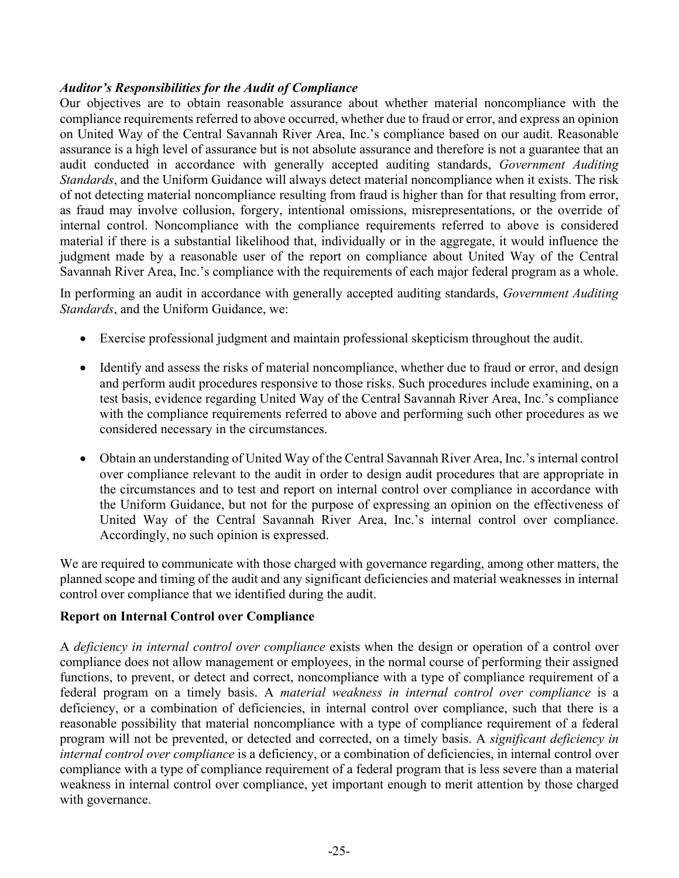### *Auditor's Responsibilities for the Audit of Compliance*

Our objectives are to obtain reasonable assurance about whether material noncompliance with the compliance requirements referred to above occurred, whether due to fraud or error, and express an opinion on United Way of the Central Savannah River Area, Inc.'s compliance based on our audit. Reasonable assurance is a high level of assurance but is not absolute assurance and therefore is not a guarantee that an audit conducted in accordance with generally accepted auditing standards, *Government Auditing Standards*, and the Uniform Guidance will always detect material noncompliance when it exists. The risk of not detecting material noncompliance resulting from fraud is higher than for that resulting from error, as fraud may involve collusion, forgery, intentional omissions, misrepresentations, or the override of internal control. Noncompliance with the compliance requirements referred to above is considered material if there is a substantial likelihood that, individually or in the aggregate, it would influence the judgment made by a reasonable user of the report on compliance about United Way of the Central Savannah River Area, Inc.'s compliance with the requirements of each major federal program as a whole.

In performing an audit in accordance with generally accepted auditing standards, *Government Auditing Standards*, and the Uniform Guidance, we:

- Exercise professional judgment and maintain professional skepticism throughout the audit.
- Identify and assess the risks of material noncompliance, whether due to fraud or error, and design and perform audit procedures responsive to those risks. Such procedures include examining, on a test basis, evidence regarding United Way of the Central Savannah River Area, Inc.'s compliance with the compliance requirements referred to above and performing such other procedures as we considered necessary in the circumstances.
- Obtain an understanding of United Way of the Central Savannah River Area, Inc.'s internal control over compliance relevant to the audit in order to design audit procedures that are appropriate in the circumstances and to test and report on internal control over compliance in accordance with the Uniform Guidance, but not for the purpose of expressing an opinion on the effectiveness of United Way of the Central Savannah River Area, Inc.'s internal control over compliance. Accordingly, no such opinion is expressed.

We are required to communicate with those charged with governance regarding, among other matters, the planned scope and timing of the audit and any significant deficiencies and material weaknesses in internal control over compliance that we identified during the audit.

### **Report on Internal Control over Compliance**

A *deficiency in internal control over compliance* exists when the design or operation of a control over compliance does not allow management or employees, in the normal course of performing their assigned functions, to prevent, or detect and correct, noncompliance with a type of compliance requirement of a federal program on a timely basis. A *material weakness in internal control over compliance* is a deficiency, or a combination of deficiencies, in internal control over compliance, such that there is a reasonable possibility that material noncompliance with a type of compliance requirement of a federal program will not be prevented, or detected and corrected, on a timely basis. A *significant deficiency in internal control over compliance* is a deficiency, or a combination of deficiencies, in internal control over compliance with a type of compliance requirement of a federal program that is less severe than a material weakness in internal control over compliance, yet important enough to merit attention by those charged with governance.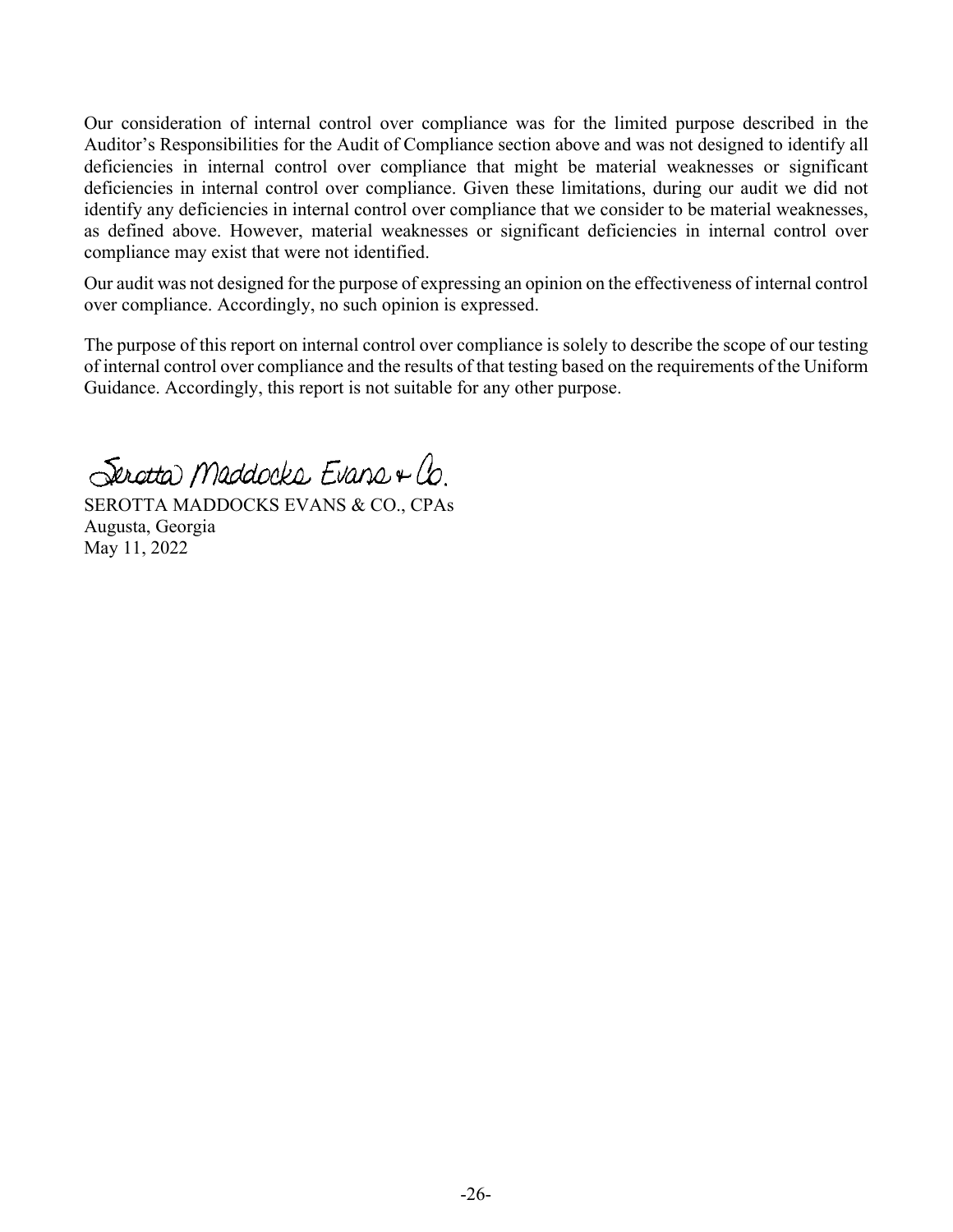Our consideration of internal control over compliance was for the limited purpose described in the Auditor's Responsibilities for the Audit of Compliance section above and was not designed to identify all deficiencies in internal control over compliance that might be material weaknesses or significant deficiencies in internal control over compliance. Given these limitations, during our audit we did not identify any deficiencies in internal control over compliance that we consider to be material weaknesses, as defined above. However, material weaknesses or significant deficiencies in internal control over compliance may exist that were not identified.

Our audit was not designed for the purpose of expressing an opinion on the effectiveness of internal control over compliance. Accordingly, no such opinion is expressed.

The purpose of this report on internal control over compliance is solely to describe the scope of our testing of internal control over compliance and the results of that testing based on the requirements of the Uniform Guidance. Accordingly, this report is not suitable for any other purpose.

Serotta Maddocks Evans & Co.

SEROTTA MADDOCKS EVANS & CO., CPAs
Augusta, Georgia
May 11, 2022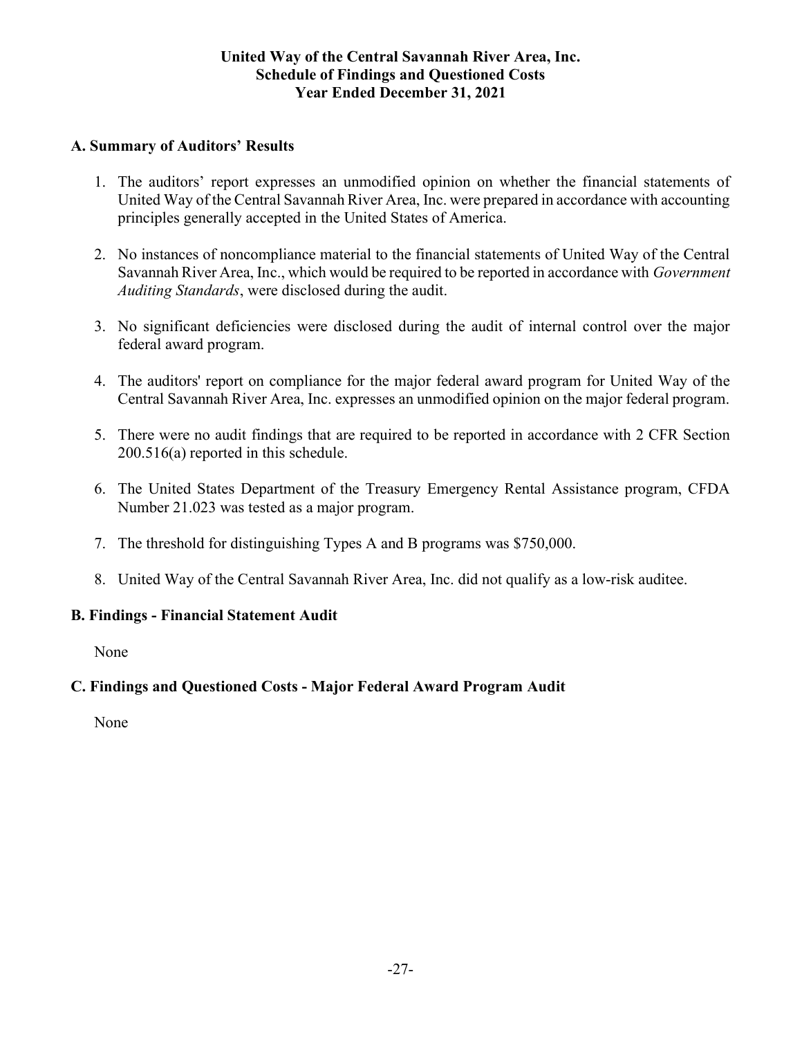# United Way of the Central Savannah River Area, Inc.
# Schedule of Findings and Questioned Costs
# Year Ended December 31, 2021

## A. Summary of Auditors' Results

1. The auditors' report expresses an unmodified opinion on whether the financial statements of United Way of the Central Savannah River Area, Inc. were prepared in accordance with accounting principles generally accepted in the United States of America.

2. No instances of noncompliance material to the financial statements of United Way of the Central Savannah River Area, Inc., which would be required to be reported in accordance with *Government Auditing Standards*, were disclosed during the audit.

3. No significant deficiencies were disclosed during the audit of internal control over the major federal award program.

4. The auditors' report on compliance for the major federal award program for United Way of the Central Savannah River Area, Inc. expresses an unmodified opinion on the major federal program.

5. There were no audit findings that are required to be reported in accordance with 2 CFR Section 200.516(a) reported in this schedule.

6. The United States Department of the Treasury Emergency Rental Assistance program, CFDA Number 21.023 was tested as a major program.

7. The threshold for distinguishing Types A and B programs was $750,000.

8. United Way of the Central Savannah River Area, Inc. did not qualify as a low-risk auditee.

## B. Findings - Financial Statement Audit

None

## C. Findings and Questioned Costs - Major Federal Award Program Audit

None